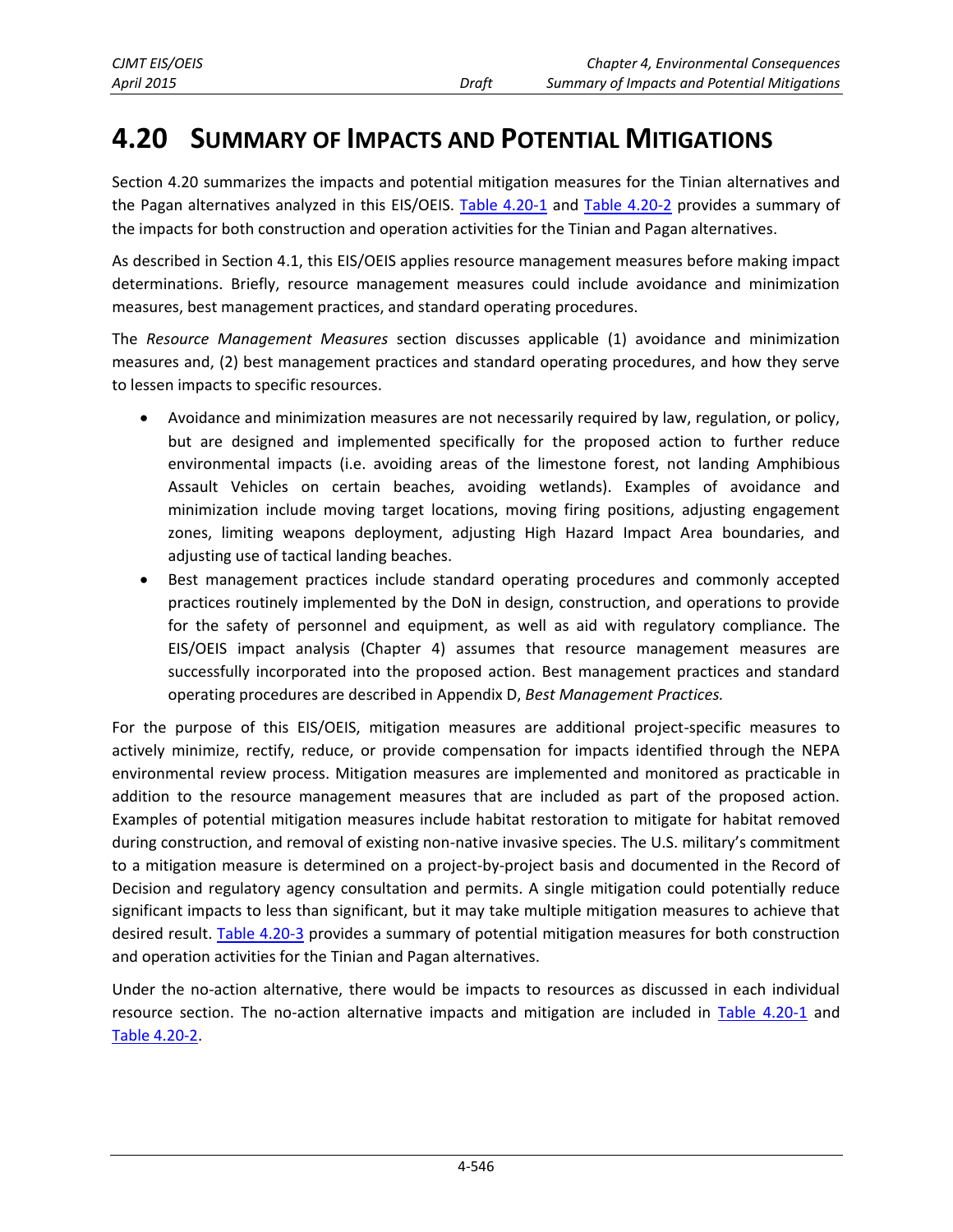# 4.20 SUMMARY OF IMPACTS AND POTENTIAL MITIGATIONS

Section 4.20 summarizes the impacts and potential mitigation measures for the Tinian alternatives and the Pagan alternatives analyzed in this EIS/OEIS. Table 4.20-1 and Table 4.20-2 provides a summary of the impacts for both construction and operation activities for the Tinian and Pagan alternatives.

As described in Section 4.1, this EIS/OEIS applies resource management measures before making impact determinations. Briefly, resource management measures could include avoidance and minimization measures, best management practices, and standard operating procedures.

The *Resource Management Measures* section discusses applicable (1) avoidance and minimization measures and, (2) best management practices and standard operating procedures, and how they serve to lessen impacts to specific resources.

- Avoidance and minimization measures are not necessarily required by law, regulation, or policy, but are designed and implemented specifically for the proposed action to further reduce environmental impacts (i.e. avoiding areas of the limestone forest, not landing Amphibious Assault Vehicles on certain beaches, avoiding wetlands). Examples of avoidance and minimization include moving target locations, moving firing positions, adjusting engagement zones, limiting weapons deployment, adjusting High Hazard Impact Area boundaries, and adjusting use of tactical landing beaches.
- Best management practices include standard operating procedures and commonly accepted practices routinely implemented by the DoN in design, construction, and operations to provide for the safety of personnel and equipment, as well as aid with regulatory compliance. The EIS/OEIS impact analysis (Chapter 4) assumes that resource management measures are successfully incorporated into the proposed action. Best management practices and standard operating procedures are described in Appendix D, *Best Management Practices.*

For the purpose of this EIS/OEIS, mitigation measures are additional project-specific measures to actively minimize, rectify, reduce, or provide compensation for impacts identified through the NEPA environmental review process. Mitigation measures are implemented and monitored as practicable in addition to the resource management measures that are included as part of the proposed action. Examples of potential mitigation measures include habitat restoration to mitigate for habitat removed during construction, and removal of existing non-native invasive species. The U.S. military's commitment to a mitigation measure is determined on a project-by-project basis and documented in the Record of Decision and regulatory agency consultation and permits. A single mitigation could potentially reduce significant impacts to less than significant, but it may take multiple mitigation measures to achieve that desired result. Table 4.20-3 provides a summary of potential mitigation measures for both construction and operation activities for the Tinian and Pagan alternatives.

Under the no-action alternative, there would be impacts to resources as discussed in each individual resource section. The no-action alternative impacts and mitigation are included in Table 4.20-1 and Table 4.20-2.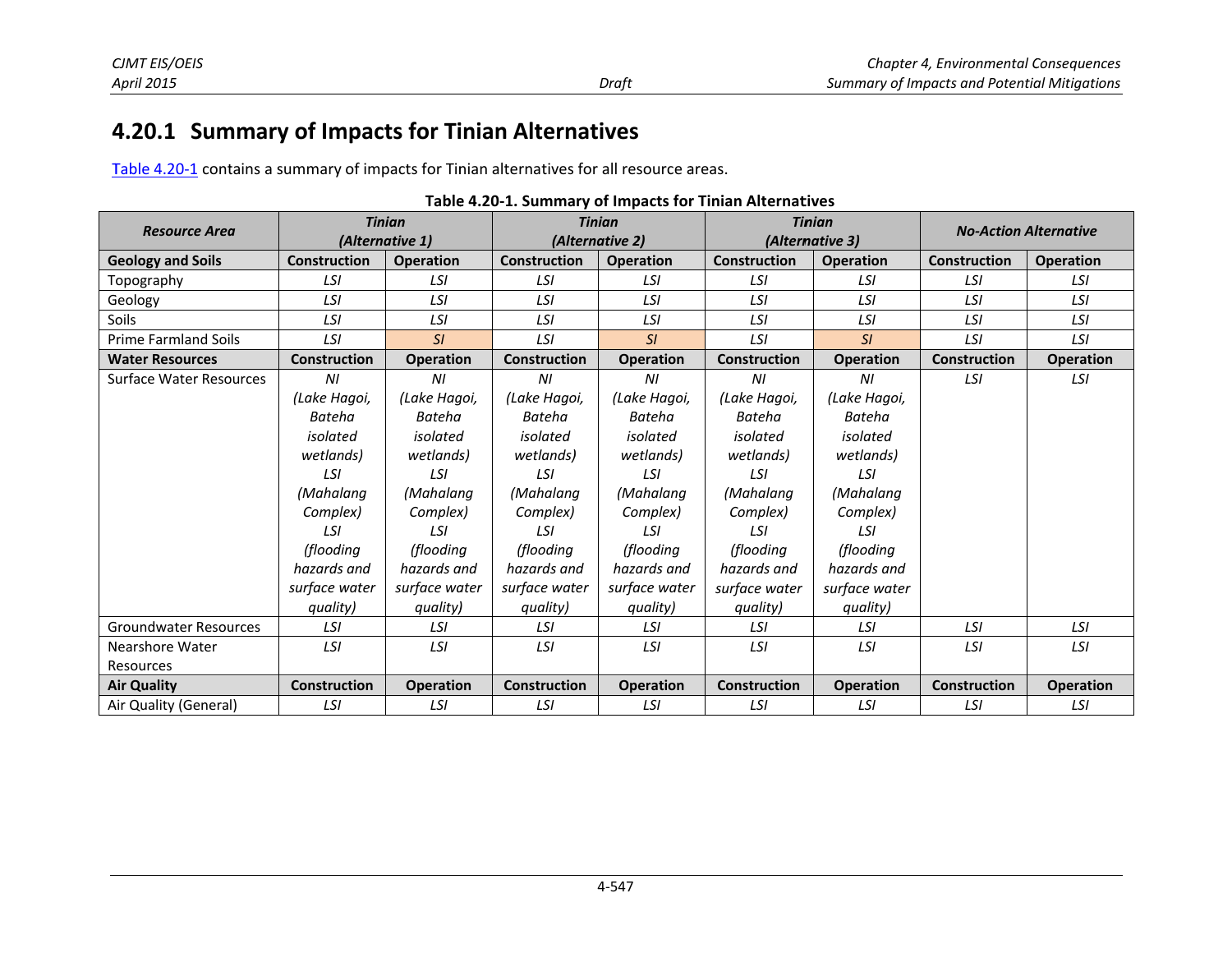## 4.20.1 Summary of Impacts for Tinian Alternatives

Table 4.20-1 contains a summary of impacts for Tinian alternatives for all resource areas.

**Table 4.20-1. Summary of Impacts for Tinian Alternatives**

| *Resource Area* | *Tinian (Alternative 1)* | | *Tinian (Alternative 2)* | | *Tinian (Alternative 3)* | | *No-Action Alternative* | |
|---|---|---|---|---|---|---|---|---|
| **Geology and Soils** | **Construction** | **Operation** | **Construction** | **Operation** | **Construction** | **Operation** | **Construction** | **Operation** |
| Topography | *LSI* | *LSI* | *LSI* | *LSI* | *LSI* | *LSI* | *LSI* | *LSI* |
| Geology | *LSI* | *LSI* | *LSI* | *LSI* | *LSI* | *LSI* | *LSI* | *LSI* |
| Soils | *LSI* | *LSI* | *LSI* | *LSI* | *LSI* | *LSI* | *LSI* | *LSI* |
| Prime Farmland Soils | *LSI* | *SI* | *LSI* | *SI* | *LSI* | *SI* | *LSI* | *LSI* |
| **Water Resources** | **Construction** | **Operation** | **Construction** | **Operation** | **Construction** | **Operation** | **Construction** | **Operation** |
| Surface Water Resources | *NI (Lake Hagoi, Bateha isolated wetlands) LSI (Mahalang Complex) LSI (flooding hazards and surface water quality)* | *NI (Lake Hagoi, Bateha isolated wetlands) LSI (Mahalang Complex) LSI (flooding hazards and surface water quality)* | *NI (Lake Hagoi, Bateha isolated wetlands) LSI (Mahalang Complex) LSI (flooding hazards and surface water quality)* | *NI (Lake Hagoi, Bateha isolated wetlands) LSI (Mahalang Complex) LSI (flooding hazards and surface water quality)* | *NI (Lake Hagoi, Bateha isolated wetlands) LSI (Mahalang Complex) LSI (flooding hazards and surface water quality)* | *NI (Lake Hagoi, Bateha isolated wetlands) LSI (Mahalang Complex) LSI (flooding hazards and surface water quality)* | *LSI* | *LSI* |
| Groundwater Resources | *LSI* | *LSI* | *LSI* | *LSI* | *LSI* | *LSI* | *LSI* | *LSI* |
| Nearshore Water Resources | *LSI* | *LSI* | *LSI* | *LSI* | *LSI* | *LSI* | *LSI* | *LSI* |
| **Air Quality** | **Construction** | **Operation** | **Construction** | **Operation** | **Construction** | **Operation** | **Construction** | **Operation** |
| Air Quality (General) | *LSI* | *LSI* | *LSI* | *LSI* | *LSI* | *LSI* | *LSI* | *LSI* |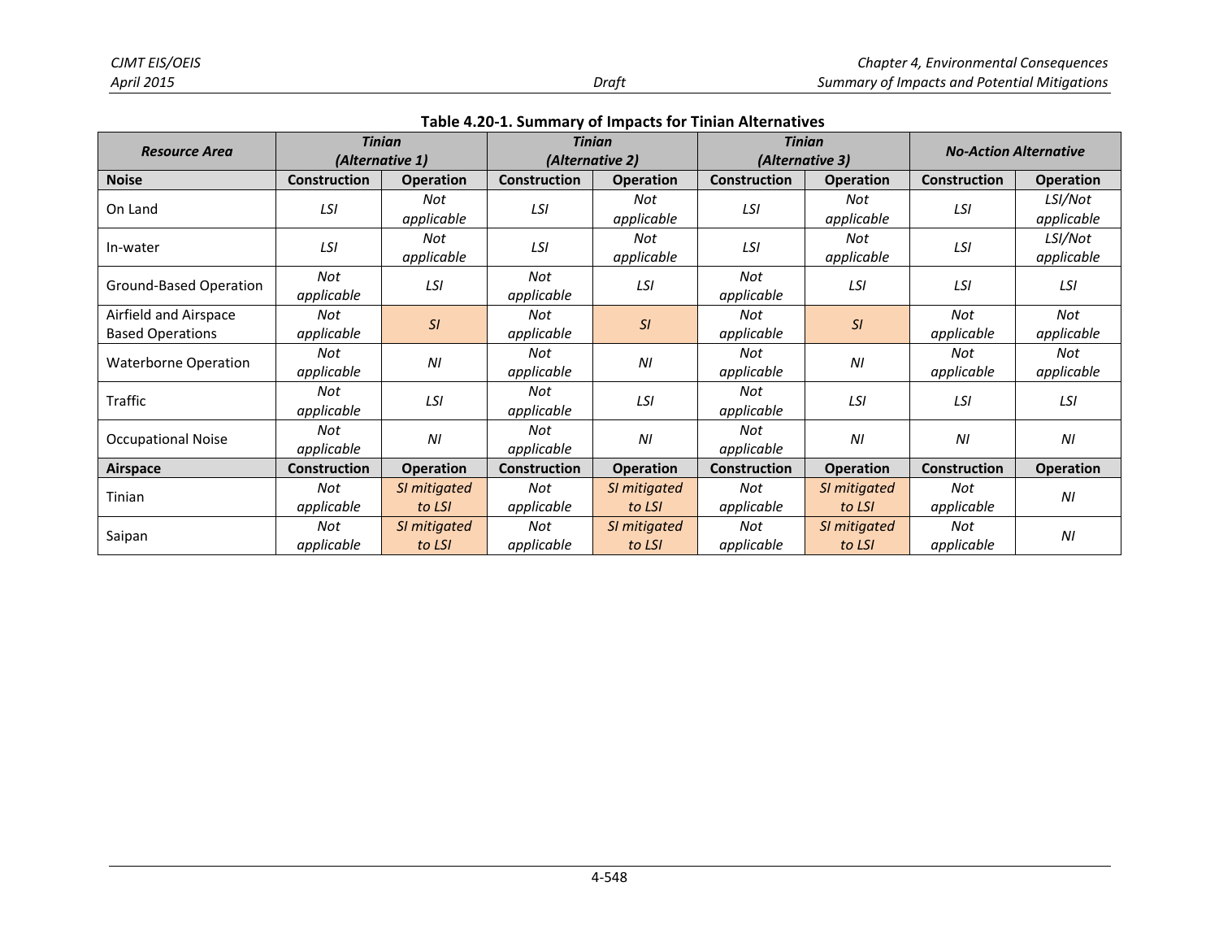**Table 4.20-1. Summary of Impacts for Tinian Alternatives**

| *Resource Area* | *Tinian (Alternative 1)* | | *Tinian (Alternative 2)* | | *Tinian (Alternative 3)* | | *No-Action Alternative* | |
|---|---|---|---|---|---|---|---|---|
| **Noise** | **Construction** | **Operation** | **Construction** | **Operation** | **Construction** | **Operation** | **Construction** | **Operation** |
| On Land | *LSI* | *Not applicable* | *LSI* | *Not applicable* | *LSI* | *Not applicable* | *LSI* | *LSI/Not applicable* |
| In-water | *LSI* | *Not applicable* | *LSI* | *Not applicable* | *LSI* | *Not applicable* | *LSI* | *LSI/Not applicable* |
| Ground-Based Operation | *Not applicable* | *LSI* | *Not applicable* | *LSI* | *Not applicable* | *LSI* | *LSI* | *LSI* |
| Airfield and Airspace Based Operations | *Not applicable* | *SI* | *Not applicable* | *SI* | *Not applicable* | *SI* | *Not applicable* | *Not applicable* |
| Waterborne Operation | *Not applicable* | *NI* | *Not applicable* | *NI* | *Not applicable* | *NI* | *Not applicable* | *Not applicable* |
| Traffic | *Not applicable* | *LSI* | *Not applicable* | *LSI* | *Not applicable* | *LSI* | *LSI* | *LSI* |
| Occupational Noise | *Not applicable* | *NI* | *Not applicable* | *NI* | *Not applicable* | *NI* | *NI* | *NI* |
| **Airspace** | **Construction** | **Operation** | **Construction** | **Operation** | **Construction** | **Operation** | **Construction** | **Operation** |
| Tinian | *Not applicable* | *SI mitigated to LSI* | *Not applicable* | *SI mitigated to LSI* | *Not applicable* | *SI mitigated to LSI* | *Not applicable* | *NI* |
| Saipan | *Not applicable* | *SI mitigated to LSI* | *Not applicable* | *SI mitigated to LSI* | *Not applicable* | *SI mitigated to LSI* | *Not applicable* | *NI* |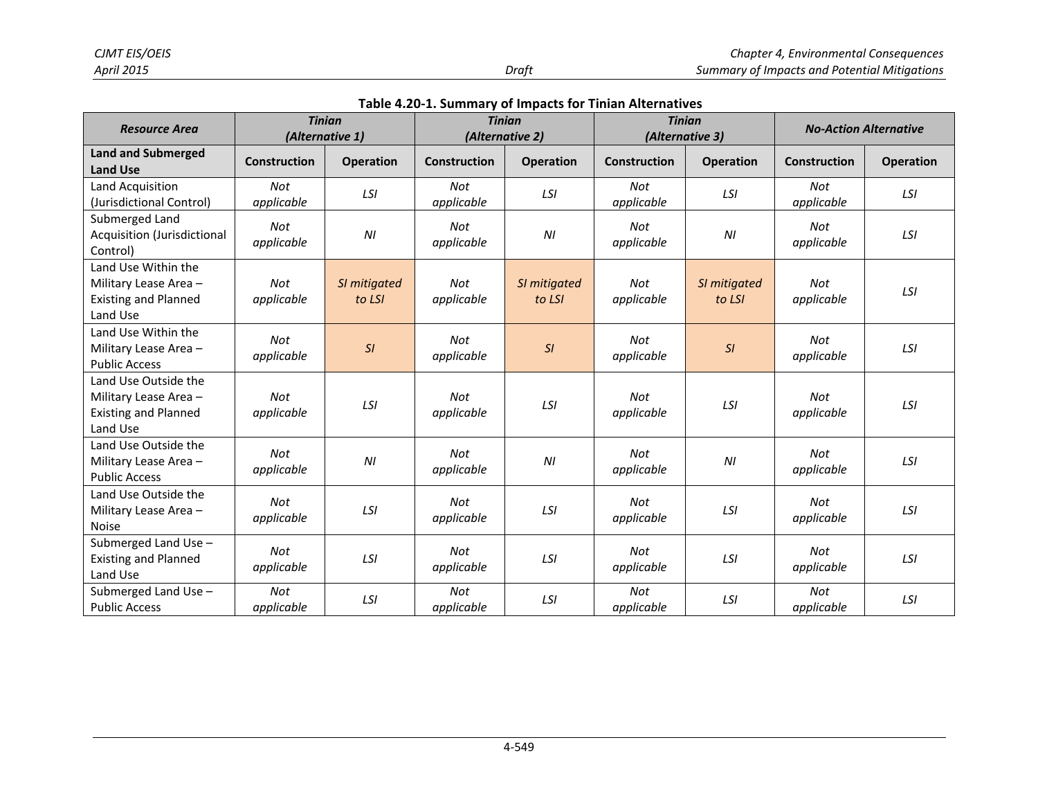**Table 4.20-1. Summary of Impacts for Tinian Alternatives**

| *Resource Area* | *Tinian (Alternative 1)* | | *Tinian (Alternative 2)* | | *Tinian (Alternative 3)* | | *No-Action Alternative* | |
|---|---|---|---|---|---|---|---|---|
| **Land and Submerged Land Use** | **Construction** | **Operation** | **Construction** | **Operation** | **Construction** | **Operation** | **Construction** | **Operation** |
| Land Acquisition (Jurisdictional Control) | *Not applicable* | *LSI* | *Not applicable* | *LSI* | *Not applicable* | *LSI* | *Not applicable* | *LSI* |
| Submerged Land Acquisition (Jurisdictional Control) | *Not applicable* | *NI* | *Not applicable* | *NI* | *Not applicable* | *NI* | *Not applicable* | *LSI* |
| Land Use Within the Military Lease Area – Existing and Planned Land Use | *Not applicable* | *SI mitigated to LSI* | *Not applicable* | *SI mitigated to LSI* | *Not applicable* | *SI mitigated to LSI* | *Not applicable* | *LSI* |
| Land Use Within the Military Lease Area – Public Access | *Not applicable* | *SI* | *Not applicable* | *SI* | *Not applicable* | *SI* | *Not applicable* | *LSI* |
| Land Use Outside the Military Lease Area – Existing and Planned Land Use | *Not applicable* | *LSI* | *Not applicable* | *LSI* | *Not applicable* | *LSI* | *Not applicable* | *LSI* |
| Land Use Outside the Military Lease Area – Public Access | *Not applicable* | *NI* | *Not applicable* | *NI* | *Not applicable* | *NI* | *Not applicable* | *LSI* |
| Land Use Outside the Military Lease Area – Noise | *Not applicable* | *LSI* | *Not applicable* | *LSI* | *Not applicable* | *LSI* | *Not applicable* | *LSI* |
| Submerged Land Use – Existing and Planned Land Use | *Not applicable* | *LSI* | *Not applicable* | *LSI* | *Not applicable* | *LSI* | *Not applicable* | *LSI* |
| Submerged Land Use – Public Access | *Not applicable* | *LSI* | *Not applicable* | *LSI* | *Not applicable* | *LSI* | *Not applicable* | *LSI* |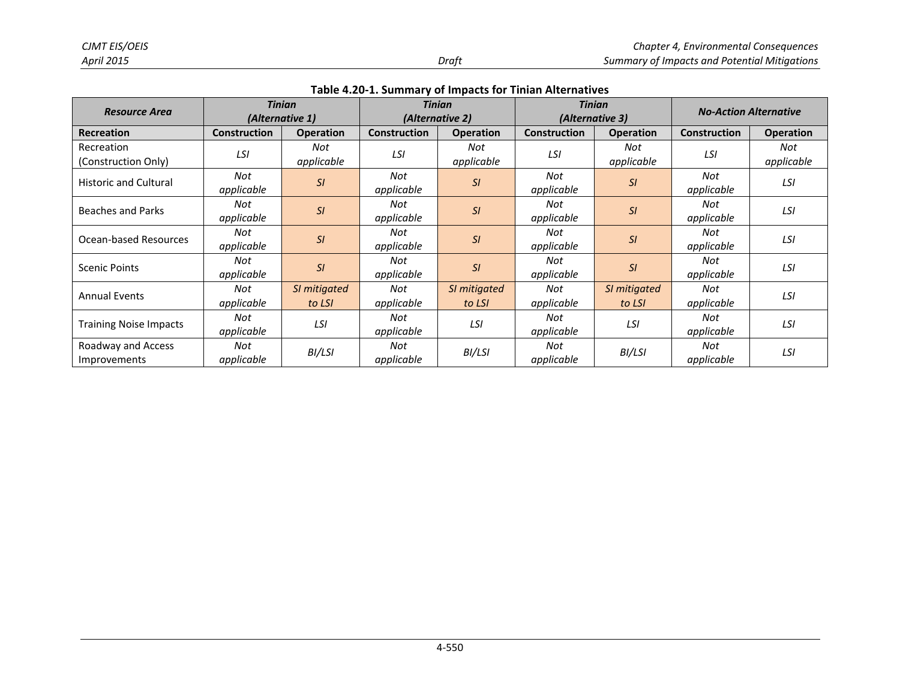**Table 4.20-1. Summary of Impacts for Tinian Alternatives**

| *Resource Area* | *Tinian (Alternative 1)* | | *Tinian (Alternative 2)* | | *Tinian (Alternative 3)* | | *No-Action Alternative* | |
|---|---|---|---|---|---|---|---|---|
| **Recreation** | **Construction** | **Operation** | **Construction** | **Operation** | **Construction** | **Operation** | **Construction** | **Operation** |
| Recreation (Construction Only) | *LSI* | *Not applicable* | *LSI* | *Not applicable* | *LSI* | *Not applicable* | *LSI* | *Not applicable* |
| Historic and Cultural | *Not applicable* | *SI* | *Not applicable* | *SI* | *Not applicable* | *SI* | *Not applicable* | *LSI* |
| Beaches and Parks | *Not applicable* | *SI* | *Not applicable* | *SI* | *Not applicable* | *SI* | *Not applicable* | *LSI* |
| Ocean-based Resources | *Not applicable* | *SI* | *Not applicable* | *SI* | *Not applicable* | *SI* | *Not applicable* | *LSI* |
| Scenic Points | *Not applicable* | *SI* | *Not applicable* | *SI* | *Not applicable* | *SI* | *Not applicable* | *LSI* |
| Annual Events | *Not applicable* | *SI mitigated to LSI* | *Not applicable* | *SI mitigated to LSI* | *Not applicable* | *SI mitigated to LSI* | *Not applicable* | *LSI* |
| Training Noise Impacts | *Not applicable* | *LSI* | *Not applicable* | *LSI* | *Not applicable* | *LSI* | *Not applicable* | *LSI* |
| Roadway and Access Improvements | *Not applicable* | *BI/LSI* | *Not applicable* | *BI/LSI* | *Not applicable* | *BI/LSI* | *Not applicable* | *LSI* |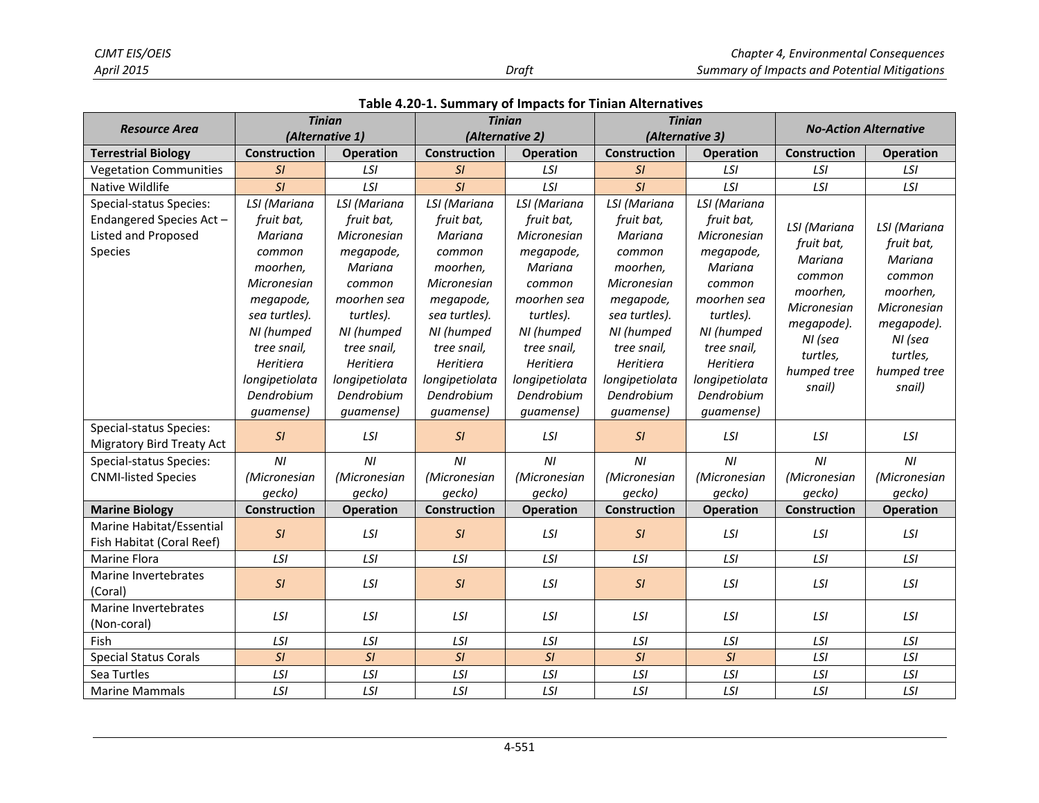**Table 4.20-1. Summary of Impacts for Tinian Alternatives**

| *Resource Area* | *Tinian (Alternative 1)* | | *Tinian (Alternative 2)* | | *Tinian (Alternative 3)* | | *No-Action Alternative* | |
|---|---|---|---|---|---|---|---|---|
| **Terrestrial Biology** | **Construction** | **Operation** | **Construction** | **Operation** | **Construction** | **Operation** | **Construction** | **Operation** |
| Vegetation Communities | *SI* | *LSI* | *SI* | *LSI* | *SI* | *LSI* | *LSI* | *LSI* |
| Native Wildlife | *SI* | *LSI* | *SI* | *LSI* | *SI* | *LSI* | *LSI* | *LSI* |
| Special-status Species: Endangered Species Act – Listed and Proposed Species | *LSI (Mariana fruit bat, Mariana common moorhen, Micronesian megapode, sea turtles). NI (humped tree snail, Heritiera longipetiolata Dendrobium guamense)* | *LSI (Mariana fruit bat, Micronesian megapode, Mariana common moorhen sea turtles). NI (humped tree snail, Heritiera longipetiolata Dendrobium guamense)* | *LSI (Mariana fruit bat, Mariana common moorhen, Micronesian megapode, sea turtles). NI (humped tree snail, Heritiera longipetiolata Dendrobium guamense)* | *LSI (Mariana fruit bat, Micronesian megapode, Mariana common moorhen sea turtles). NI (humped tree snail, Heritiera longipetiolata Dendrobium guamense)* | *LSI (Mariana fruit bat, Mariana common moorhen, Micronesian megapode, sea turtles). NI (humped tree snail, Heritiera longipetiolata Dendrobium guamense)* | *LSI (Mariana fruit bat, Micronesian megapode, Mariana common moorhen sea turtles). NI (humped tree snail, Heritiera longipetiolata Dendrobium guamense)* | *LSI (Mariana fruit bat, Mariana common moorhen, Micronesian megapode). NI (sea turtles, humped tree snail)* | *LSI (Mariana fruit bat, Mariana common moorhen, Micronesian megapode). NI (sea turtles, humped tree snail)* |
| Special-status Species: Migratory Bird Treaty Act | *SI* | *LSI* | *SI* | *LSI* | *SI* | *LSI* | *LSI* | *LSI* |
| Special-status Species: CNMI-listed Species | *NI (Micronesian gecko)* | *NI (Micronesian gecko)* | *NI (Micronesian gecko)* | *NI (Micronesian gecko)* | *NI (Micronesian gecko)* | *NI (Micronesian gecko)* | *NI (Micronesian gecko)* | *NI (Micronesian gecko)* |
| **Marine Biology** | **Construction** | **Operation** | **Construction** | **Operation** | **Construction** | **Operation** | **Construction** | **Operation** |
| Marine Habitat/Essential Fish Habitat (Coral Reef) | *SI* | *LSI* | *SI* | *LSI* | *SI* | *LSI* | *LSI* | *LSI* |
| Marine Flora | *LSI* | *LSI* | *LSI* | *LSI* | *LSI* | *LSI* | *LSI* | *LSI* |
| Marine Invertebrates (Coral) | *SI* | *LSI* | *SI* | *LSI* | *SI* | *LSI* | *LSI* | *LSI* |
| Marine Invertebrates (Non-coral) | *LSI* | *LSI* | *LSI* | *LSI* | *LSI* | *LSI* | *LSI* | *LSI* |
| Fish | *LSI* | *LSI* | *LSI* | *LSI* | *LSI* | *LSI* | *LSI* | *LSI* |
| Special Status Corals | *SI* | *SI* | *SI* | *SI* | *SI* | *SI* | *LSI* | *LSI* |
| Sea Turtles | *LSI* | *LSI* | *LSI* | *LSI* | *LSI* | *LSI* | *LSI* | *LSI* |
| Marine Mammals | *LSI* | *LSI* | *LSI* | *LSI* | *LSI* | *LSI* | *LSI* | *LSI* |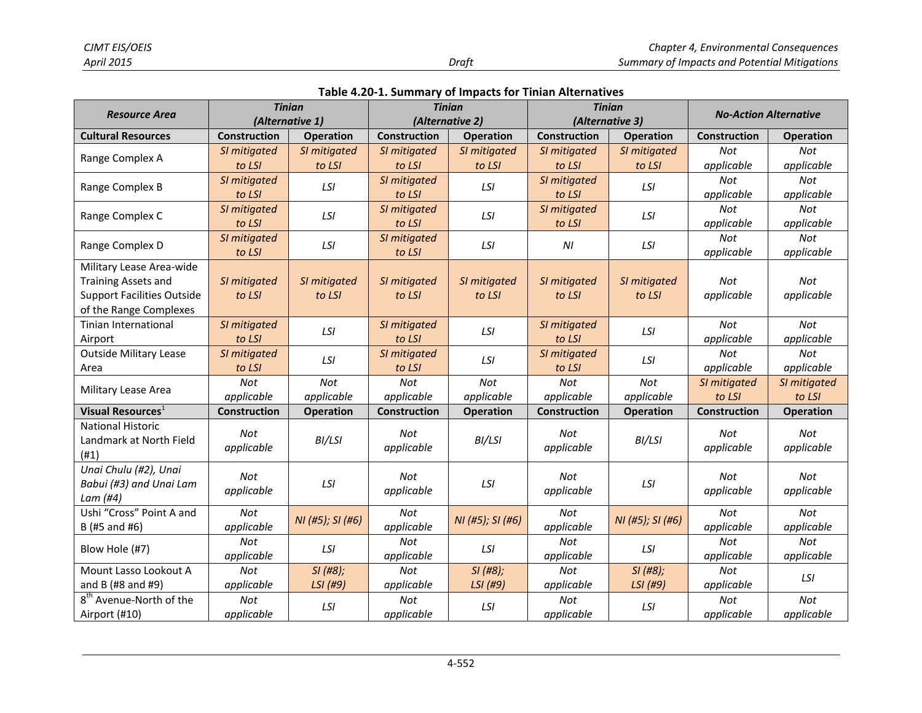**Table 4.20-1. Summary of Impacts for Tinian Alternatives**

| *Resource Area* | *Tinian (Alternative 1)* | | *Tinian (Alternative 2)* | | *Tinian (Alternative 3)* | | *No-Action Alternative* | |
|---|---|---|---|---|---|---|---|---|
| **Cultural Resources** | **Construction** | **Operation** | **Construction** | **Operation** | **Construction** | **Operation** | **Construction** | **Operation** |
| Range Complex A | *SI mitigated to LSI* | *SI mitigated to LSI* | *SI mitigated to LSI* | *SI mitigated to LSI* | *SI mitigated to LSI* | *SI mitigated to LSI* | *Not applicable* | *Not applicable* |
| Range Complex B | *SI mitigated to LSI* | *LSI* | *SI mitigated to LSI* | *LSI* | *SI mitigated to LSI* | *LSI* | *Not applicable* | *Not applicable* |
| Range Complex C | *SI mitigated to LSI* | *LSI* | *SI mitigated to LSI* | *LSI* | *SI mitigated to LSI* | *LSI* | *Not applicable* | *Not applicable* |
| Range Complex D | *SI mitigated to LSI* | *LSI* | *SI mitigated to LSI* | *LSI* | *NI* | *LSI* | *Not applicable* | *Not applicable* |
| Military Lease Area-wide Training Assets and Support Facilities Outside of the Range Complexes | *SI mitigated to LSI* | *SI mitigated to LSI* | *SI mitigated to LSI* | *SI mitigated to LSI* | *SI mitigated to LSI* | *SI mitigated to LSI* | *Not applicable* | *Not applicable* |
| Tinian International Airport | *SI mitigated to LSI* | *LSI* | *SI mitigated to LSI* | *LSI* | *SI mitigated to LSI* | *LSI* | *Not applicable* | *Not applicable* |
| Outside Military Lease Area | *SI mitigated to LSI* | *LSI* | *SI mitigated to LSI* | *LSI* | *SI mitigated to LSI* | *LSI* | *Not applicable* | *Not applicable* |
| Military Lease Area | *Not applicable* | *Not applicable* | *Not applicable* | *Not applicable* | *Not applicable* | *Not applicable* | *SI mitigated to LSI* | *SI mitigated to LSI* |
| **Visual Resources**[1] | **Construction** | **Operation** | **Construction** | **Operation** | **Construction** | **Operation** | **Construction** | **Operation** |
| National Historic Landmark at North Field (#1) | *Not applicable* | *BI/LSI* | *Not applicable* | *BI/LSI* | *Not applicable* | *BI/LSI* | *Not applicable* | *Not applicable* |
| *Unai Chulu* (#2), *Unai Babui* (#3) and *Unai Lam Lam* (#4) | *Not applicable* | *LSI* | *Not applicable* | *LSI* | *Not applicable* | *LSI* | *Not applicable* | *Not applicable* |
| Ushi "Cross" Point A and B (#5 and #6) | *Not applicable* | *NI (#5); SI (#6)* | *Not applicable* | *NI (#5); SI (#6)* | *Not applicable* | *NI (#5); SI (#6)* | *Not applicable* | *Not applicable* |
| Blow Hole (#7) | *Not applicable* | *LSI* | *Not applicable* | *LSI* | *Not applicable* | *LSI* | *Not applicable* | *Not applicable* |
| Mount Lasso Lookout A and B (#8 and #9) | *Not applicable* | *SI (#8); LSI (#9)* | *Not applicable* | *SI (#8); LSI (#9)* | *Not applicable* | *SI (#8); LSI (#9)* | *Not applicable* | *LSI* |
| 8th Avenue-North of the Airport (#10) | *Not applicable* | *LSI* | *Not applicable* | *LSI* | *Not applicable* | *LSI* | *Not applicable* | *Not applicable* |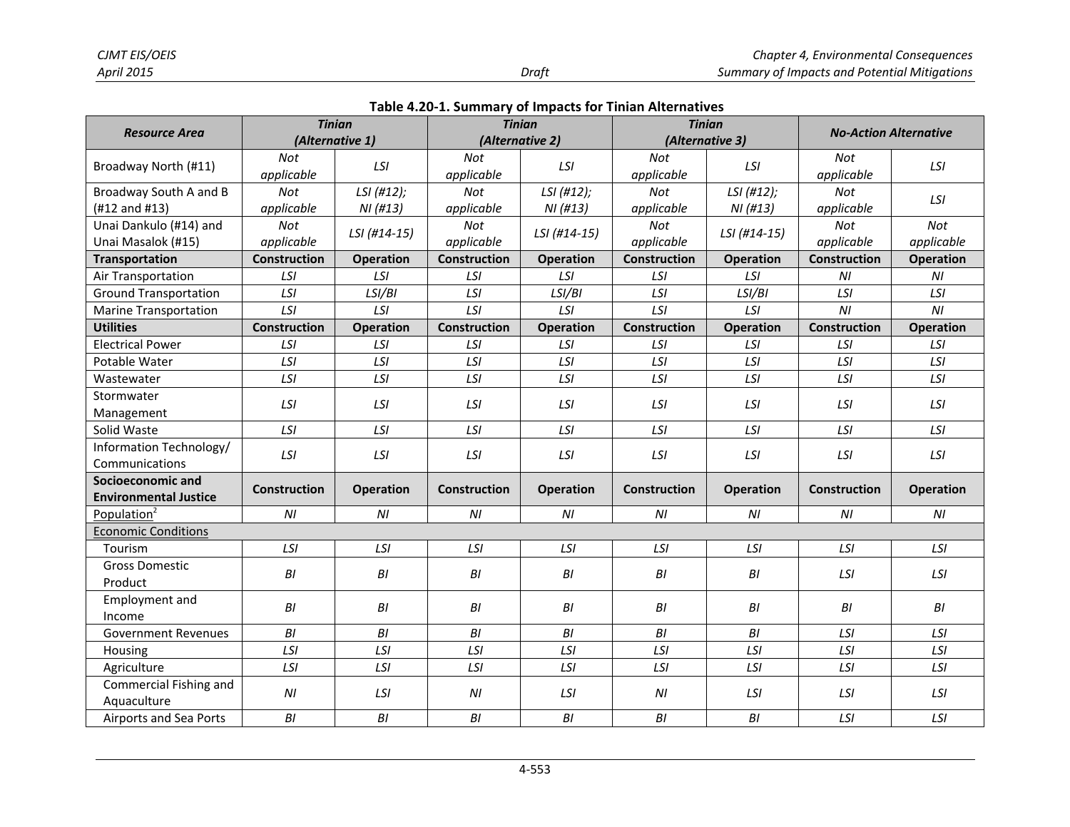**Table 4.20-1. Summary of Impacts for Tinian Alternatives**

| Resource Area | Tinian (Alternative 1) | | Tinian (Alternative 2) | | Tinian (Alternative 3) | | No-Action Alternative | |
|---|---|---|---|---|---|---|---|---|
| Broadway North (#11) | *Not applicable* | *LSI* | *Not applicable* | *LSI* | *Not applicable* | *LSI* | *Not applicable* | *LSI* |
| Broadway South A and B (#12 and #13) | *Not applicable* | *LSI (#12); NI (#13)* | *Not applicable* | *LSI (#12); NI (#13)* | *Not applicable* | *LSI (#12); NI (#13)* | *Not applicable* | *LSI* |
| Unai Dankulo (#14) and Unai Masalok (#15) | *Not applicable* | *LSI (#14-15)* | *Not applicable* | *LSI (#14-15)* | *Not applicable* | *LSI (#14-15)* | *Not applicable* | *Not applicable* |
| **Transportation** | **Construction** | **Operation** | **Construction** | **Operation** | **Construction** | **Operation** | **Construction** | **Operation** |
| Air Transportation | *LSI* | *LSI* | *LSI* | *LSI* | *LSI* | *LSI* | *NI* | *NI* |
| Ground Transportation | *LSI* | *LSI/BI* | *LSI* | *LSI/BI* | *LSI* | *LSI/BI* | *LSI* | *LSI* |
| Marine Transportation | *LSI* | *LSI* | *LSI* | *LSI* | *LSI* | *LSI* | *NI* | *NI* |
| **Utilities** | **Construction** | **Operation** | **Construction** | **Operation** | **Construction** | **Operation** | **Construction** | **Operation** |
| Electrical Power | *LSI* | *LSI* | *LSI* | *LSI* | *LSI* | *LSI* | *LSI* | *LSI* |
| Potable Water | *LSI* | *LSI* | *LSI* | *LSI* | *LSI* | *LSI* | *LSI* | *LSI* |
| Wastewater | *LSI* | *LSI* | *LSI* | *LSI* | *LSI* | *LSI* | *LSI* | *LSI* |
| Stormwater Management | *LSI* | *LSI* | *LSI* | *LSI* | *LSI* | *LSI* | *LSI* | *LSI* |
| Solid Waste | *LSI* | *LSI* | *LSI* | *LSI* | *LSI* | *LSI* | *LSI* | *LSI* |
| Information Technology/ Communications | *LSI* | *LSI* | *LSI* | *LSI* | *LSI* | *LSI* | *LSI* | *LSI* |
| **Socioeconomic and Environmental Justice** | **Construction** | **Operation** | **Construction** | **Operation** | **Construction** | **Operation** | **Construction** | **Operation** |
| Population[2] | *NI* | *NI* | *NI* | *NI* | *NI* | *NI* | *NI* | *NI* |
| Economic Conditions | | | | | | | | |
| Tourism | *LSI* | *LSI* | *LSI* | *LSI* | *LSI* | *LSI* | *LSI* | *LSI* |
| Gross Domestic Product | *BI* | *BI* | *BI* | *BI* | *BI* | *BI* | *LSI* | *LSI* |
| Employment and Income | *BI* | *BI* | *BI* | *BI* | *BI* | *BI* | *BI* | *BI* |
| Government Revenues | *BI* | *BI* | *BI* | *BI* | *BI* | *BI* | *LSI* | *LSI* |
| Housing | *LSI* | *LSI* | *LSI* | *LSI* | *LSI* | *LSI* | *LSI* | *LSI* |
| Agriculture | *LSI* | *LSI* | *LSI* | *LSI* | *LSI* | *LSI* | *LSI* | *LSI* |
| Commercial Fishing and Aquaculture | *NI* | *LSI* | *NI* | *LSI* | *NI* | *LSI* | *LSI* | *LSI* |
| Airports and Sea Ports | *BI* | *BI* | *BI* | *BI* | *BI* | *BI* | *LSI* | *LSI* |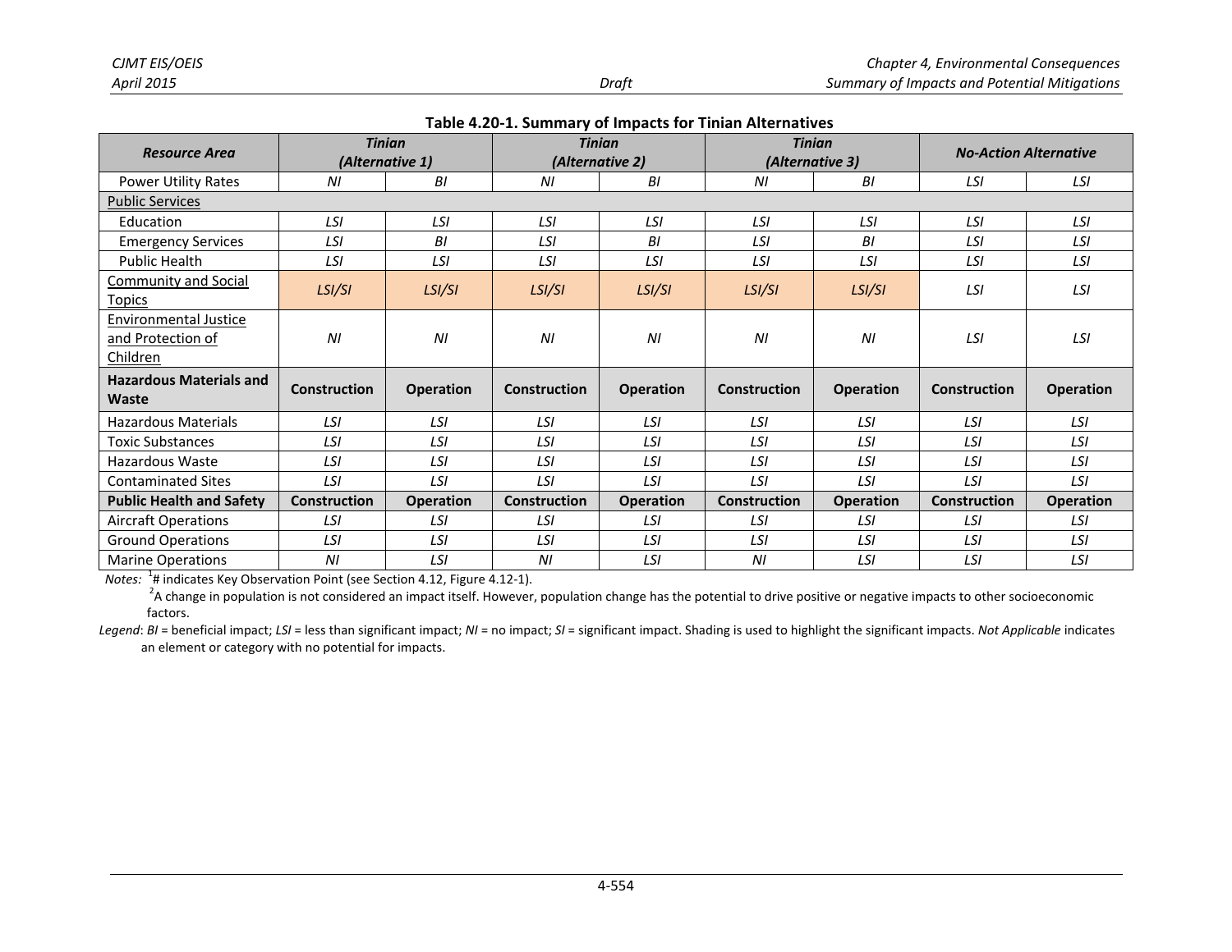**Table 4.20-1. Summary of Impacts for Tinian Alternatives**

| *Resource Area* | *Tinian (Alternative 1)* | | *Tinian (Alternative 2)* | | *Tinian (Alternative 3)* | | *No-Action Alternative* | |
|---|---|---|---|---|---|---|---|---|
| Power Utility Rates | *NI* | *BI* | *NI* | *BI* | *NI* | *BI* | *LSI* | *LSI* |
| Public Services | | | | | | | | |
| Education | *LSI* | *LSI* | *LSI* | *LSI* | *LSI* | *LSI* | *LSI* | *LSI* |
| Emergency Services | *LSI* | *BI* | *LSI* | *BI* | *LSI* | *BI* | *LSI* | *LSI* |
| Public Health | *LSI* | *LSI* | *LSI* | *LSI* | *LSI* | *LSI* | *LSI* | *LSI* |
| Community and Social Topics | *LSI/SI* | *LSI/SI* | *LSI/SI* | *LSI/SI* | *LSI/SI* | *LSI/SI* | *LSI* | *LSI* |
| Environmental Justice and Protection of Children | *NI* | *NI* | *NI* | *NI* | *NI* | *NI* | *LSI* | *LSI* |
| **Hazardous Materials and Waste** | **Construction** | **Operation** | **Construction** | **Operation** | **Construction** | **Operation** | **Construction** | **Operation** |
| Hazardous Materials | *LSI* | *LSI* | *LSI* | *LSI* | *LSI* | *LSI* | *LSI* | *LSI* |
| Toxic Substances | *LSI* | *LSI* | *LSI* | *LSI* | *LSI* | *LSI* | *LSI* | *LSI* |
| Hazardous Waste | *LSI* | *LSI* | *LSI* | *LSI* | *LSI* | *LSI* | *LSI* | *LSI* |
| Contaminated Sites | *LSI* | *LSI* | *LSI* | *LSI* | *LSI* | *LSI* | *LSI* | *LSI* |
| **Public Health and Safety** | **Construction** | **Operation** | **Construction** | **Operation** | **Construction** | **Operation** | **Construction** | **Operation** |
| Aircraft Operations | *LSI* | *LSI* | *LSI* | *LSI* | *LSI* | *LSI* | *LSI* | *LSI* |
| Ground Operations | *LSI* | *LSI* | *LSI* | *LSI* | *LSI* | *LSI* | *LSI* | *LSI* |
| Marine Operations | *NI* | *LSI* | *NI* | *LSI* | *NI* | *LSI* | *LSI* | *LSI* |

*Notes:* [1]# indicates Key Observation Point (see Section 4.12, Figure 4.12-1).

[2]A change in population is not considered an impact itself. However, population change has the potential to drive positive or negative impacts to other socioeconomic factors.

*Legend*: *BI* = beneficial impact; *LSI* = less than significant impact; *NI* = no impact; *SI* = significant impact. Shading is used to highlight the significant impacts. *Not Applicable* indicates an element or category with no potential for impacts.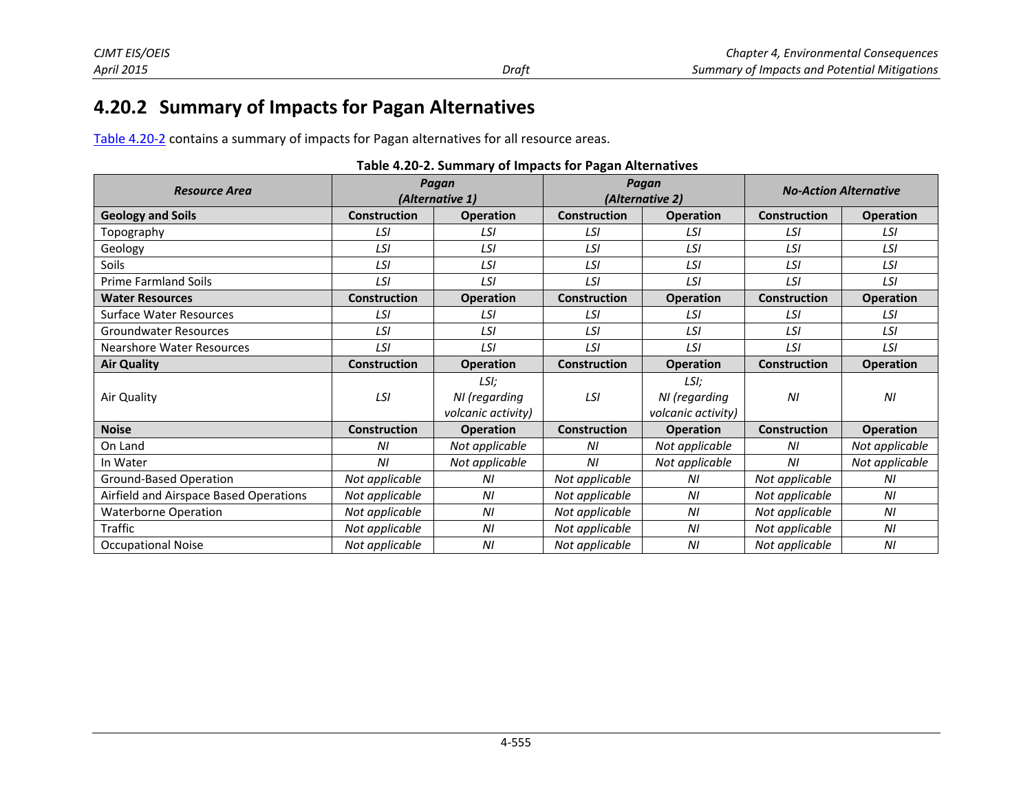## 4.20.2 Summary of Impacts for Pagan Alternatives

Table 4.20-2 contains a summary of impacts for Pagan alternatives for all resource areas.

**Table 4.20-2. Summary of Impacts for Pagan Alternatives**

| *Resource Area* | *Pagan (Alternative 1)* | | *Pagan (Alternative 2)* | | *No-Action Alternative* | |
|---|---|---|---|---|---|---|
| **Geology and Soils** | **Construction** | **Operation** | **Construction** | **Operation** | **Construction** | **Operation** |
| Topography | *LSI* | *LSI* | *LSI* | *LSI* | *LSI* | *LSI* |
| Geology | *LSI* | *LSI* | *LSI* | *LSI* | *LSI* | *LSI* |
| Soils | *LSI* | *LSI* | *LSI* | *LSI* | *LSI* | *LSI* |
| Prime Farmland Soils | *LSI* | *LSI* | *LSI* | *LSI* | *LSI* | *LSI* |
| **Water Resources** | **Construction** | **Operation** | **Construction** | **Operation** | **Construction** | **Operation** |
| Surface Water Resources | *LSI* | *LSI* | *LSI* | *LSI* | *LSI* | *LSI* |
| Groundwater Resources | *LSI* | *LSI* | *LSI* | *LSI* | *LSI* | *LSI* |
| Nearshore Water Resources | *LSI* | *LSI* | *LSI* | *LSI* | *LSI* | *LSI* |
| **Air Quality** | **Construction** | **Operation** | **Construction** | **Operation** | **Construction** | **Operation** |
| Air Quality | *LSI* | *LSI; NI (regarding volcanic activity)* | *LSI* | *LSI; NI (regarding volcanic activity)* | *NI* | *NI* |
| **Noise** | **Construction** | **Operation** | **Construction** | **Operation** | **Construction** | **Operation** |
| On Land | *NI* | *Not applicable* | *NI* | *Not applicable* | *NI* | *Not applicable* |
| In Water | *NI* | *Not applicable* | *NI* | *Not applicable* | *NI* | *Not applicable* |
| Ground-Based Operation | *Not applicable* | *NI* | *Not applicable* | *NI* | *Not applicable* | *NI* |
| Airfield and Airspace Based Operations | *Not applicable* | *NI* | *Not applicable* | *NI* | *Not applicable* | *NI* |
| Waterborne Operation | *Not applicable* | *NI* | *Not applicable* | *NI* | *Not applicable* | *NI* |
| Traffic | *Not applicable* | *NI* | *Not applicable* | *NI* | *Not applicable* | *NI* |
| Occupational Noise | *Not applicable* | *NI* | *Not applicable* | *NI* | *Not applicable* | *NI* |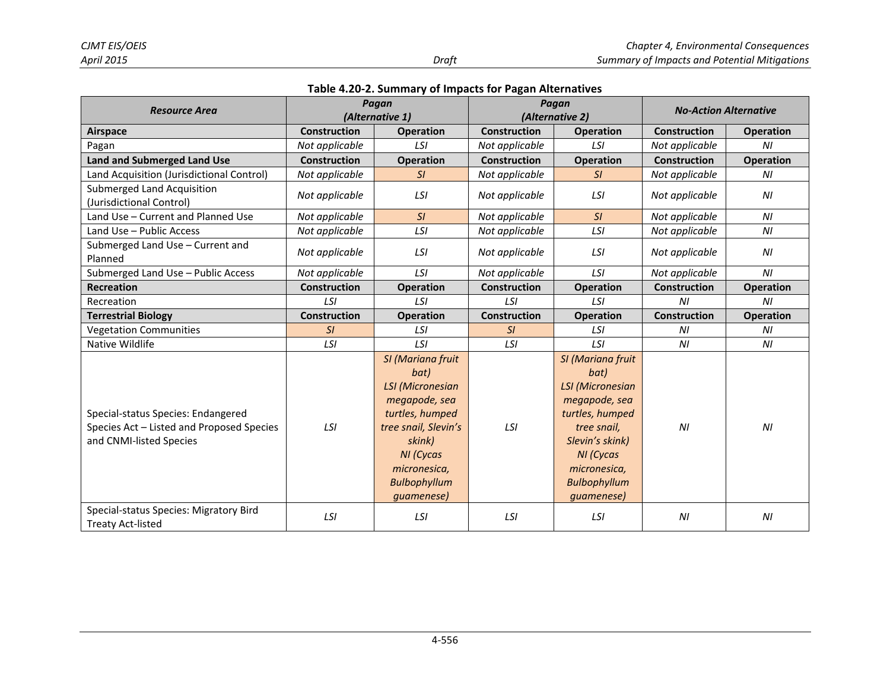**Table 4.20-2. Summary of Impacts for Pagan Alternatives**

| *Resource Area* | *Pagan (Alternative 1)* | | *Pagan (Alternative 2)* | | *No-Action Alternative* | |
|---|---|---|---|---|---|---|
| **Airspace** | **Construction** | **Operation** | **Construction** | **Operation** | **Construction** | **Operation** |
| Pagan | *Not applicable* | *LSI* | *Not applicable* | *LSI* | *Not applicable* | *NI* |
| **Land and Submerged Land Use** | **Construction** | **Operation** | **Construction** | **Operation** | **Construction** | **Operation** |
| Land Acquisition (Jurisdictional Control) | *Not applicable* | *SI* | *Not applicable* | *SI* | *Not applicable* | *NI* |
| Submerged Land Acquisition (Jurisdictional Control) | *Not applicable* | *LSI* | *Not applicable* | *LSI* | *Not applicable* | *NI* |
| Land Use – Current and Planned Use | *Not applicable* | *SI* | *Not applicable* | *SI* | *Not applicable* | *NI* |
| Land Use – Public Access | *Not applicable* | *LSI* | *Not applicable* | *LSI* | *Not applicable* | *NI* |
| Submerged Land Use – Current and Planned | *Not applicable* | *LSI* | *Not applicable* | *LSI* | *Not applicable* | *NI* |
| Submerged Land Use – Public Access | *Not applicable* | *LSI* | *Not applicable* | *LSI* | *Not applicable* | *NI* |
| **Recreation** | **Construction** | **Operation** | **Construction** | **Operation** | **Construction** | **Operation** |
| Recreation | *LSI* | *LSI* | *LSI* | *LSI* | *NI* | *NI* |
| **Terrestrial Biology** | **Construction** | **Operation** | **Construction** | **Operation** | **Construction** | **Operation** |
| Vegetation Communities | *SI* | *LSI* | *SI* | *LSI* | *NI* | *NI* |
| Native Wildlife | *LSI* | *LSI* | *LSI* | *LSI* | *NI* | *NI* |
| Special-status Species: Endangered Species Act – Listed and Proposed Species and CNMI-listed Species | *LSI* | *SI (Mariana fruit bat) LSI (Micronesian megapode, sea turtles, humped tree snail, Slevin's skink) NI (Cycas micronesica, Bulbophyllum guamenese)* | *LSI* | *SI (Mariana fruit bat) LSI (Micronesian megapode, sea turtles, humped tree snail, Slevin's skink) NI (Cycas micronesica, Bulbophyllum guamenese)* | *NI* | *NI* |
| Special-status Species: Migratory Bird Treaty Act-listed | *LSI* | *LSI* | *LSI* | *LSI* | *NI* | *NI* |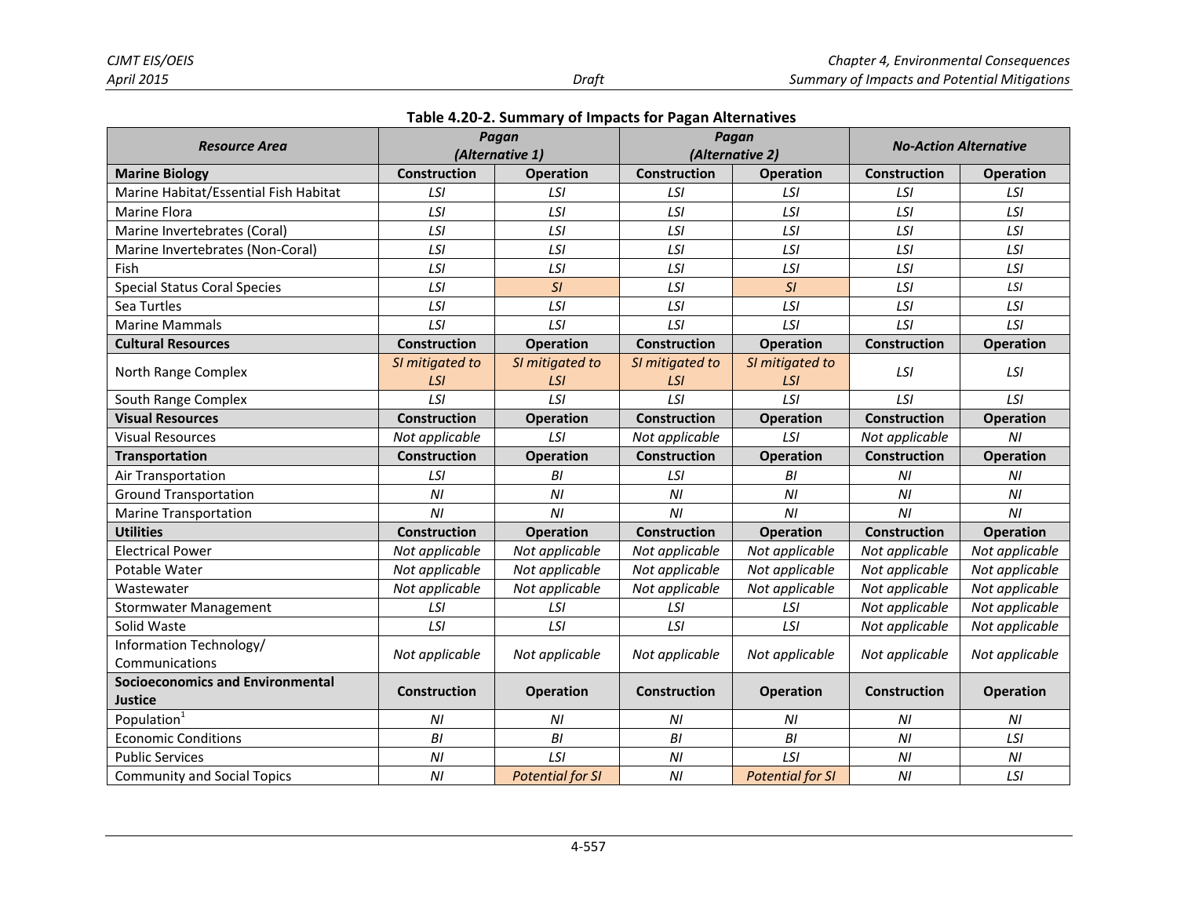**Table 4.20-2. Summary of Impacts for Pagan Alternatives**

| Resource Area | Pagan (Alternative 1) | | Pagan (Alternative 2) | | No-Action Alternative | |
|---|---|---|---|---|---|---|
| **Marine Biology** | **Construction** | **Operation** | **Construction** | **Operation** | **Construction** | **Operation** |
| Marine Habitat/Essential Fish Habitat | *LSI* | *LSI* | *LSI* | *LSI* | *LSI* | *LSI* |
| Marine Flora | *LSI* | *LSI* | *LSI* | *LSI* | *LSI* | *LSI* |
| Marine Invertebrates (Coral) | *LSI* | *LSI* | *LSI* | *LSI* | *LSI* | *LSI* |
| Marine Invertebrates (Non-Coral) | *LSI* | *LSI* | *LSI* | *LSI* | *LSI* | *LSI* |
| Fish | *LSI* | *LSI* | *LSI* | *LSI* | *LSI* | *LSI* |
| Special Status Coral Species | *LSI* | *SI* | *LSI* | *SI* | *LSI* | *LSI* |
| Sea Turtles | *LSI* | *LSI* | *LSI* | *LSI* | *LSI* | *LSI* |
| Marine Mammals | *LSI* | *LSI* | *LSI* | *LSI* | *LSI* | *LSI* |
| **Cultural Resources** | **Construction** | **Operation** | **Construction** | **Operation** | **Construction** | **Operation** |
| North Range Complex | *SI mitigated to LSI* | *SI mitigated to LSI* | *SI mitigated to LSI* | *SI mitigated to LSI* | *LSI* | *LSI* |
| South Range Complex | *LSI* | *LSI* | *LSI* | *LSI* | *LSI* | *LSI* |
| **Visual Resources** | **Construction** | **Operation** | **Construction** | **Operation** | **Construction** | **Operation** |
| Visual Resources | *Not applicable* | *LSI* | *Not applicable* | *LSI* | *Not applicable* | *NI* |
| **Transportation** | **Construction** | **Operation** | **Construction** | **Operation** | **Construction** | **Operation** |
| Air Transportation | *LSI* | *BI* | *LSI* | *BI* | *NI* | *NI* |
| Ground Transportation | *NI* | *NI* | *NI* | *NI* | *NI* | *NI* |
| Marine Transportation | *NI* | *NI* | *NI* | *NI* | *NI* | *NI* |
| **Utilities** | **Construction** | **Operation** | **Construction** | **Operation** | **Construction** | **Operation** |
| Electrical Power | *Not applicable* | *Not applicable* | *Not applicable* | *Not applicable* | *Not applicable* | *Not applicable* |
| Potable Water | *Not applicable* | *Not applicable* | *Not applicable* | *Not applicable* | *Not applicable* | *Not applicable* |
| Wastewater | *Not applicable* | *Not applicable* | *Not applicable* | *Not applicable* | *Not applicable* | *Not applicable* |
| Stormwater Management | *LSI* | *LSI* | *LSI* | *LSI* | *Not applicable* | *Not applicable* |
| Solid Waste | *LSI* | *LSI* | *LSI* | *LSI* | *Not applicable* | *Not applicable* |
| Information Technology/ Communications | *Not applicable* | *Not applicable* | *Not applicable* | *Not applicable* | *Not applicable* | *Not applicable* |
| **Socioeconomics and Environmental Justice** | **Construction** | **Operation** | **Construction** | **Operation** | **Construction** | **Operation** |
| Population[1] | *NI* | *NI* | *NI* | *NI* | *NI* | *NI* |
| Economic Conditions | *BI* | *BI* | *BI* | *BI* | *NI* | *LSI* |
| Public Services | *NI* | *LSI* | *NI* | *LSI* | *NI* | *NI* |
| Community and Social Topics | *NI* | *Potential for SI* | *NI* | *Potential for SI* | *NI* | *LSI* |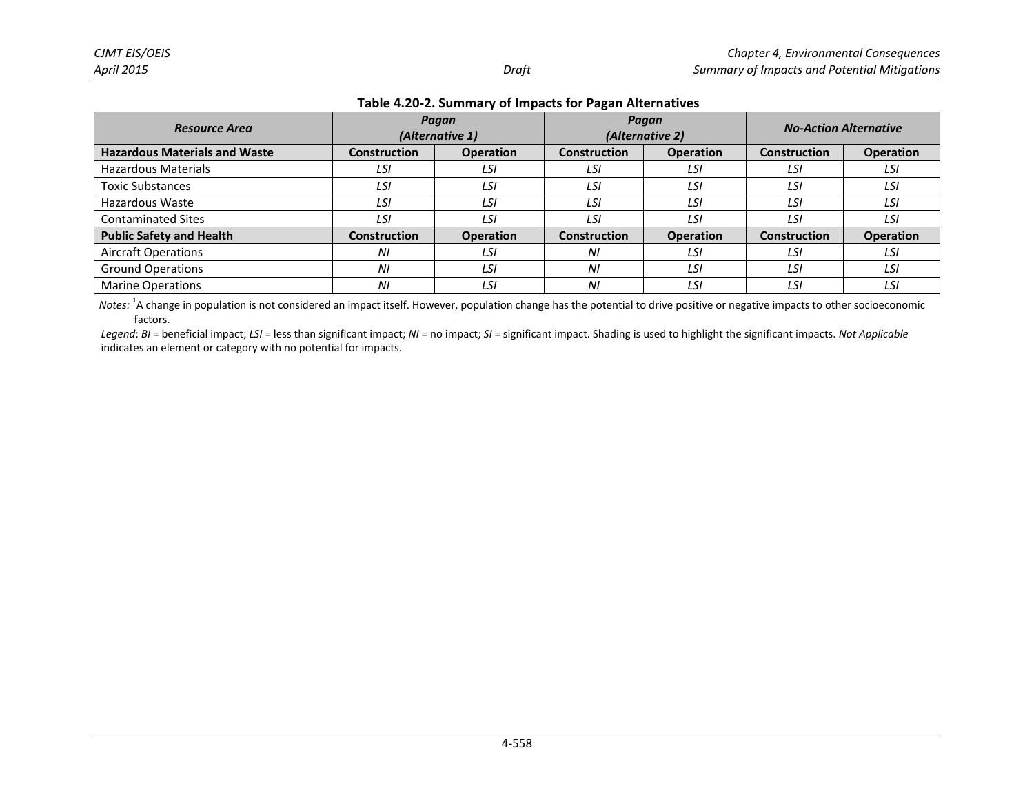**Table 4.20-2. Summary of Impacts for Pagan Alternatives**

| *Resource Area* | *Pagan (Alternative 1)* | | *Pagan (Alternative 2)* | | *No-Action Alternative* | |
|---|---|---|---|---|---|---|
| **Hazardous Materials and Waste** | **Construction** | **Operation** | **Construction** | **Operation** | **Construction** | **Operation** |
| Hazardous Materials | *LSI* | *LSI* | *LSI* | *LSI* | *LSI* | *LSI* |
| Toxic Substances | *LSI* | *LSI* | *LSI* | *LSI* | *LSI* | *LSI* |
| Hazardous Waste | *LSI* | *LSI* | *LSI* | *LSI* | *LSI* | *LSI* |
| Contaminated Sites | *LSI* | *LSI* | *LSI* | *LSI* | *LSI* | *LSI* |
| **Public Safety and Health** | **Construction** | **Operation** | **Construction** | **Operation** | **Construction** | **Operation** |
| Aircraft Operations | *NI* | *LSI* | *NI* | *LSI* | *LSI* | *LSI* |
| Ground Operations | *NI* | *LSI* | *NI* | *LSI* | *LSI* | *LSI* |
| Marine Operations | *NI* | *LSI* | *NI* | *LSI* | *LSI* | *LSI* |

*Notes:* [1]A change in population is not considered an impact itself. However, population change has the potential to drive positive or negative impacts to other socioeconomic factors.

*Legend*: *BI* = beneficial impact; *LSI* = less than significant impact; *NI* = no impact; *SI* = significant impact. Shading is used to highlight the significant impacts. *Not Applicable* indicates an element or category with no potential for impacts.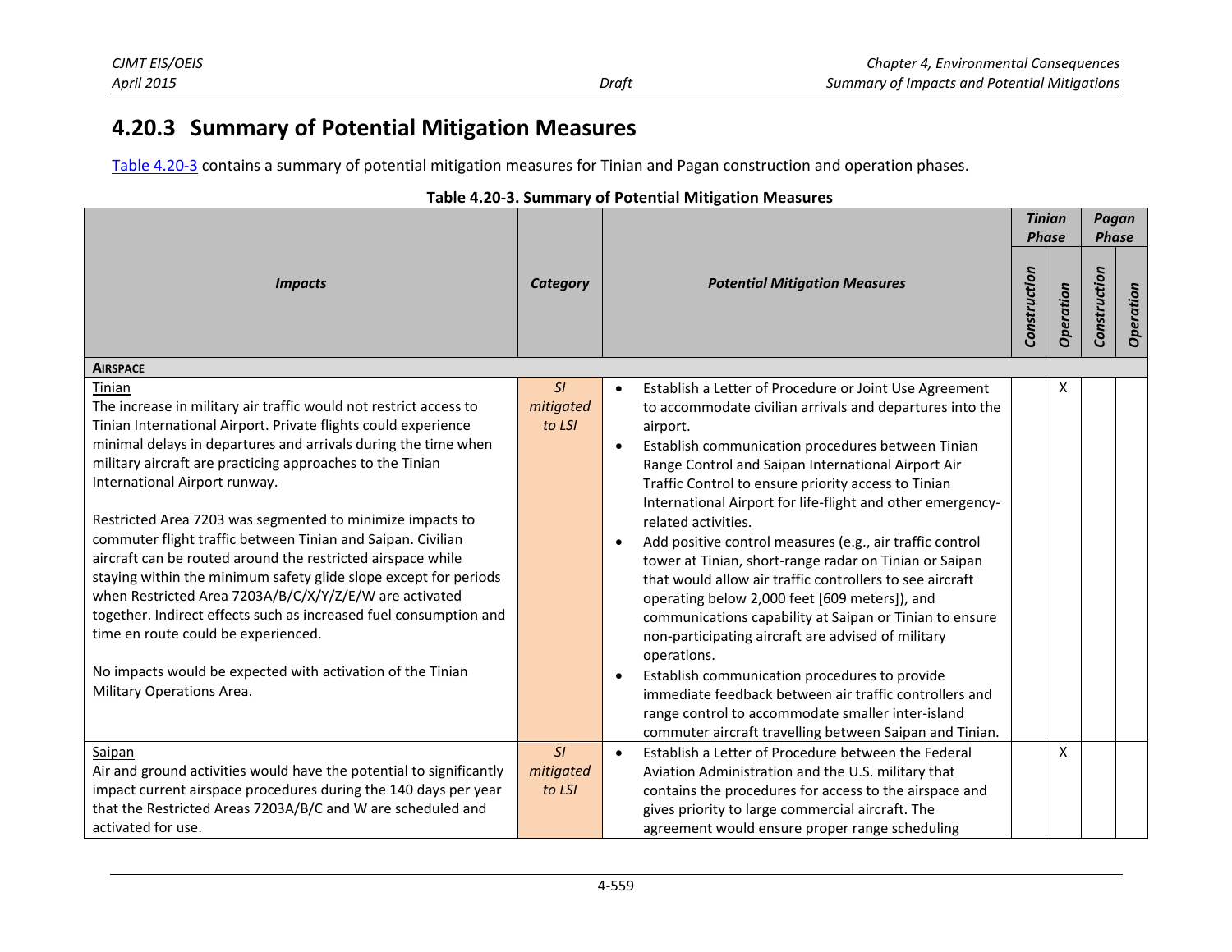## 4.20.3 Summary of Potential Mitigation Measures

Table 4.20-3 contains a summary of potential mitigation measures for Tinian and Pagan construction and operation phases.

**Table 4.20-3. Summary of Potential Mitigation Measures**

| *Impacts* | *Category* | *Potential Mitigation Measures* | *Tinian Phase* | | *Pagan Phase* | |
|---|---|---|---|---|---|---|
| | | | *Construction* | *Operation* | *Construction* | *Operation* |
| **AIRSPACE** | | | | | | |
| Tinian<br>The increase in military air traffic would not restrict access to Tinian International Airport. Private flights could experience minimal delays in departures and arrivals during the time when military aircraft are practicing approaches to the Tinian International Airport runway.<br><br>Restricted Area 7203 was segmented to minimize impacts to commuter flight traffic between Tinian and Saipan. Civilian aircraft can be routed around the restricted airspace while staying within the minimum safety glide slope except for periods when Restricted Area 7203A/B/C/X/Y/Z/E/W are activated together. Indirect effects such as increased fuel consumption and time en route could be experienced.<br><br>No impacts would be expected with activation of the Tinian Military Operations Area. | *SI mitigated to LSI* | • Establish a Letter of Procedure or Joint Use Agreement to accommodate civilian arrivals and departures into the airport.<br>• Establish communication procedures between Tinian Range Control and Saipan International Airport Air Traffic Control to ensure priority access to Tinian International Airport for life-flight and other emergency-related activities.<br>• Add positive control measures (e.g., air traffic control tower at Tinian, short-range radar on Tinian or Saipan that would allow air traffic controllers to see aircraft operating below 2,000 feet [609 meters]), and communications capability at Saipan or Tinian to ensure non-participating aircraft are advised of military operations.<br>• Establish communication procedures to provide immediate feedback between air traffic controllers and range control to accommodate smaller inter-island commuter aircraft travelling between Saipan and Tinian. | | X | | |
| Saipan<br>Air and ground activities would have the potential to significantly impact current airspace procedures during the 140 days per year that the Restricted Areas 7203A/B/C and W are scheduled and activated for use. | *SI mitigated to LSI* | • Establish a Letter of Procedure between the Federal Aviation Administration and the U.S. military that contains the procedures for access to the airspace and gives priority to large commercial aircraft. The agreement would ensure proper range scheduling | | X | | |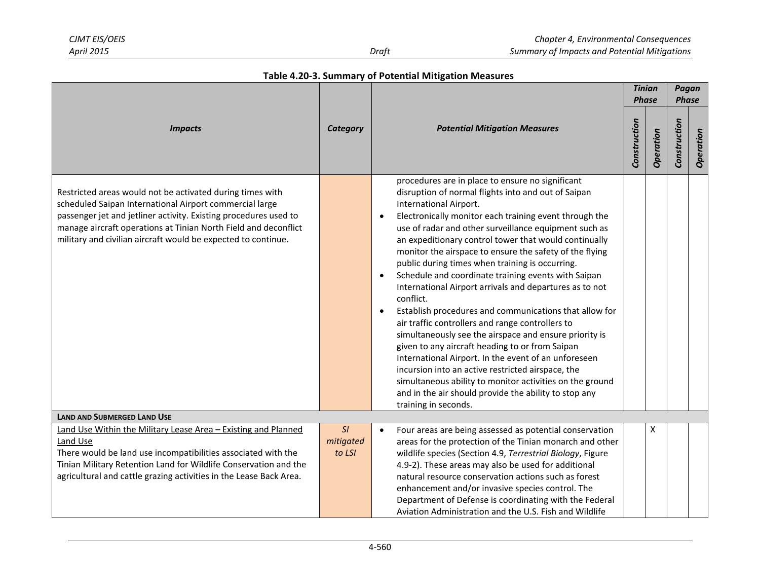**Table 4.20-3. Summary of Potential Mitigation Measures**

| *Impacts* | *Category* | *Potential Mitigation Measures* | *Tinian Phase* *Construction* | *Tinian Phase* *Operation* | *Pagan Phase* *Construction* | *Pagan Phase* *Operation* |
|---|---|---|---|---|---|---|
| Restricted areas would not be activated during times with scheduled Saipan International Airport commercial large passenger jet and jetliner activity. Existing procedures used to manage aircraft operations at Tinian North Field and deconflict military and civilian aircraft would be expected to continue. | | procedures are in place to ensure no significant disruption of normal flights into and out of Saipan International Airport. <br>• Electronically monitor each training event through the use of radar and other surveillance equipment such as an expeditionary control tower that would continually monitor the airspace to ensure the safety of the flying public during times when training is occurring. <br>• Schedule and coordinate training events with Saipan International Airport arrivals and departures as to not conflict. <br>• Establish procedures and communications that allow for air traffic controllers and range controllers to simultaneously see the airspace and ensure priority is given to any aircraft heading to or from Saipan International Airport. In the event of an unforeseen incursion into an active restricted airspace, the simultaneous ability to monitor activities on the ground and in the air should provide the ability to stop any training in seconds. | | | | |
| **LAND AND SUBMERGED LAND USE** | | | | | | |
| Land Use Within the Military Lease Area – Existing and Planned Land Use <br>There would be land use incompatibilities associated with the Tinian Military Retention Land for Wildlife Conservation and the agricultural and cattle grazing activities in the Lease Back Area. | *SI mitigated to LSI* | • Four areas are being assessed as potential conservation areas for the protection of the Tinian monarch and other wildlife species (Section 4.9, *Terrestrial Biology*, Figure 4.9-2). These areas may also be used for additional natural resource conservation actions such as forest enhancement and/or invasive species control. The Department of Defense is coordinating with the Federal Aviation Administration and the U.S. Fish and Wildlife | | X | | |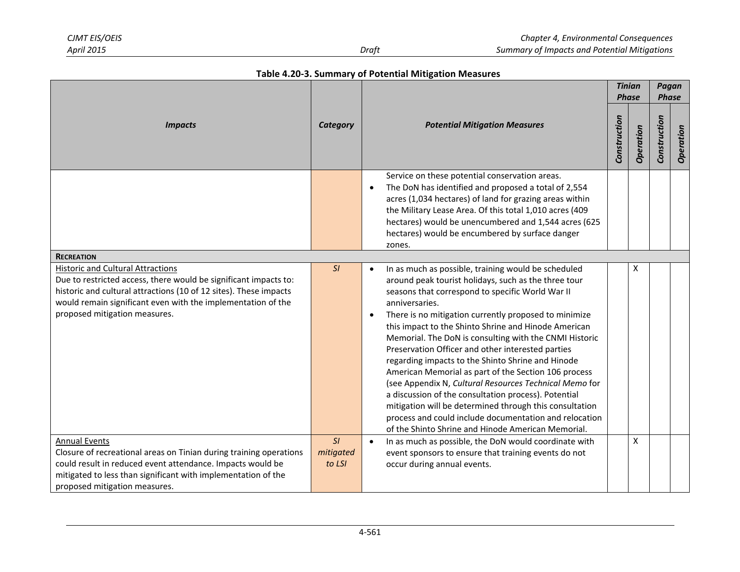**Table 4.20-3. Summary of Potential Mitigation Measures**

| *Impacts* | *Category* | *Potential Mitigation Measures* | *Tinian Phase* | | *Pagan Phase* | |
|---|---|---|---|---|---|---|
| | | | *Construction* | *Operation* | *Construction* | *Operation* |
| | | Service on these potential conservation areas.<br>• The DoN has identified and proposed a total of 2,554 acres (1,034 hectares) of land for grazing areas within the Military Lease Area. Of this total 1,010 acres (409 hectares) would be unencumbered and 1,544 acres (625 hectares) would be encumbered by surface danger zones. | | | | |
| **RECREATION** | | | | | | |
| Historic and Cultural Attractions<br>Due to restricted access, there would be significant impacts to: historic and cultural attractions (10 of 12 sites). These impacts would remain significant even with the implementation of the proposed mitigation measures. | *SI* | • In as much as possible, training would be scheduled around peak tourist holidays, such as the three tour seasons that correspond to specific World War II anniversaries.<br>• There is no mitigation currently proposed to minimize this impact to the Shinto Shrine and Hinode American Memorial. The DoN is consulting with the CNMI Historic Preservation Officer and other interested parties regarding impacts to the Shinto Shrine and Hinode American Memorial as part of the Section 106 process (see Appendix N, *Cultural Resources Technical Memo* for a discussion of the consultation process). Potential mitigation will be determined through this consultation process and could include documentation and relocation of the Shinto Shrine and Hinode American Memorial. | | X | | |
| Annual Events<br>Closure of recreational areas on Tinian during training operations could result in reduced event attendance. Impacts would be mitigated to less than significant with implementation of the proposed mitigation measures. | *SI mitigated to LSI* | • In as much as possible, the DoN would coordinate with event sponsors to ensure that training events do not occur during annual events. | | X | | |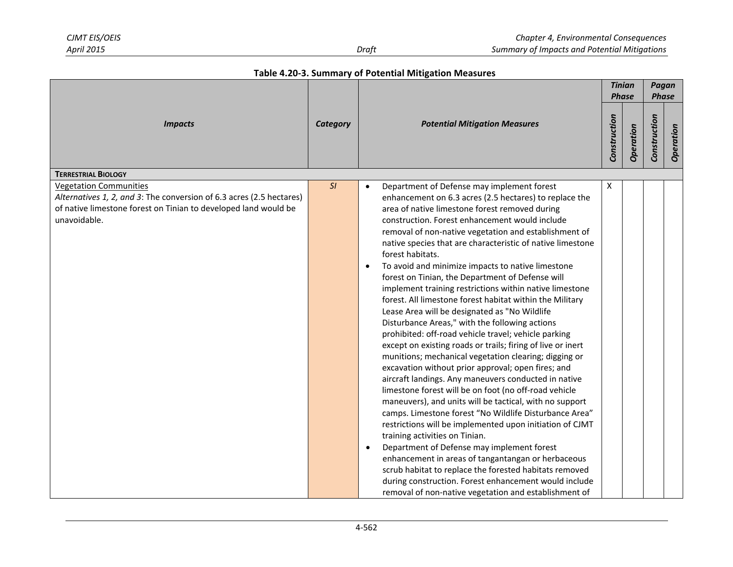**Table 4.20-3. Summary of Potential Mitigation Measures**

| *Impacts* | *Category* | *Potential Mitigation Measures* | *Tinian Phase* | | *Pagan Phase* | |
|---|---|---|---|---|---|---|
| | | | *Construction* | *Operation* | *Construction* | *Operation* |
| **TERRESTRIAL BIOLOGY** | | | | | | |
| Vegetation Communities<br>*Alternatives 1, 2, and 3*: The conversion of 6.3 acres (2.5 hectares) of native limestone forest on Tinian to developed land would be unavoidable. | *SI* | • Department of Defense may implement forest enhancement on 6.3 acres (2.5 hectares) to replace the area of native limestone forest removed during construction. Forest enhancement would include removal of non-native vegetation and establishment of native species that are characteristic of native limestone forest habitats.<br>• To avoid and minimize impacts to native limestone forest on Tinian, the Department of Defense will implement training restrictions within native limestone forest. All limestone forest habitat within the Military Lease Area will be designated as "No Wildlife Disturbance Areas," with the following actions prohibited: off-road vehicle travel; vehicle parking except on existing roads or trails; firing of live or inert munitions; mechanical vegetation clearing; digging or excavation without prior approval; open fires; and aircraft landings. Any maneuvers conducted in native limestone forest will be on foot (no off-road vehicle maneuvers), and units will be tactical, with no support camps. Limestone forest "No Wildlife Disturbance Area" restrictions will be implemented upon initiation of CJMT training activities on Tinian.<br>• Department of Defense may implement forest enhancement in areas of tangantangan or herbaceous scrub habitat to replace the forested habitats removed during construction. Forest enhancement would include removal of non-native vegetation and establishment of | X | | | |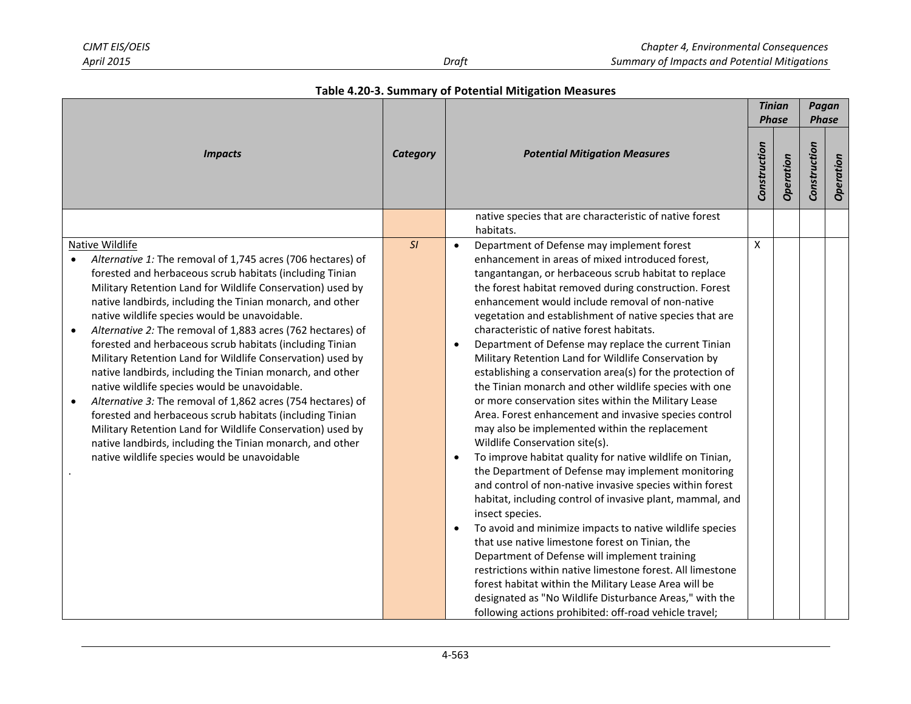**Table 4.20-3. Summary of Potential Mitigation Measures**

| Impacts | Category | Potential Mitigation Measures | Tinian Phase | | Pagan Phase | |
|---|---|---|---|---|---|---|
| | | | Construction | Operation | Construction | Operation |
| | | native species that are characteristic of native forest habitats. | | | | |
| Native Wildlife<br>• *Alternative 1:* The removal of 1,745 acres (706 hectares) of forested and herbaceous scrub habitats (including Tinian Military Retention Land for Wildlife Conservation) used by native landbirds, including the Tinian monarch, and other native wildlife species would be unavoidable.<br>• *Alternative 2:* The removal of 1,883 acres (762 hectares) of forested and herbaceous scrub habitats (including Tinian Military Retention Land for Wildlife Conservation) used by native landbirds, including the Tinian monarch, and other native wildlife species would be unavoidable.<br>• *Alternative 3:* The removal of 1,862 acres (754 hectares) of forested and herbaceous scrub habitats (including Tinian Military Retention Land for Wildlife Conservation) used by native landbirds, including the Tinian monarch, and other native wildlife species would be unavoidable<br>. | *SI* | • Department of Defense may implement forest enhancement in areas of mixed introduced forest, tangantangan, or herbaceous scrub habitat to replace the forest habitat removed during construction. Forest enhancement would include removal of non-native vegetation and establishment of native species that are characteristic of native forest habitats.<br>• Department of Defense may replace the current Tinian Military Retention Land for Wildlife Conservation by establishing a conservation area(s) for the protection of the Tinian monarch and other wildlife species with one or more conservation sites within the Military Lease Area. Forest enhancement and invasive species control may also be implemented within the replacement Wildlife Conservation site(s).<br>• To improve habitat quality for native wildlife on Tinian, the Department of Defense may implement monitoring and control of non-native invasive species within forest habitat, including control of invasive plant, mammal, and insect species.<br>• To avoid and minimize impacts to native wildlife species that use native limestone forest on Tinian, the Department of Defense will implement training restrictions within native limestone forest. All limestone forest habitat within the Military Lease Area will be designated as "No Wildlife Disturbance Areas," with the following actions prohibited: off-road vehicle travel; | X | | | |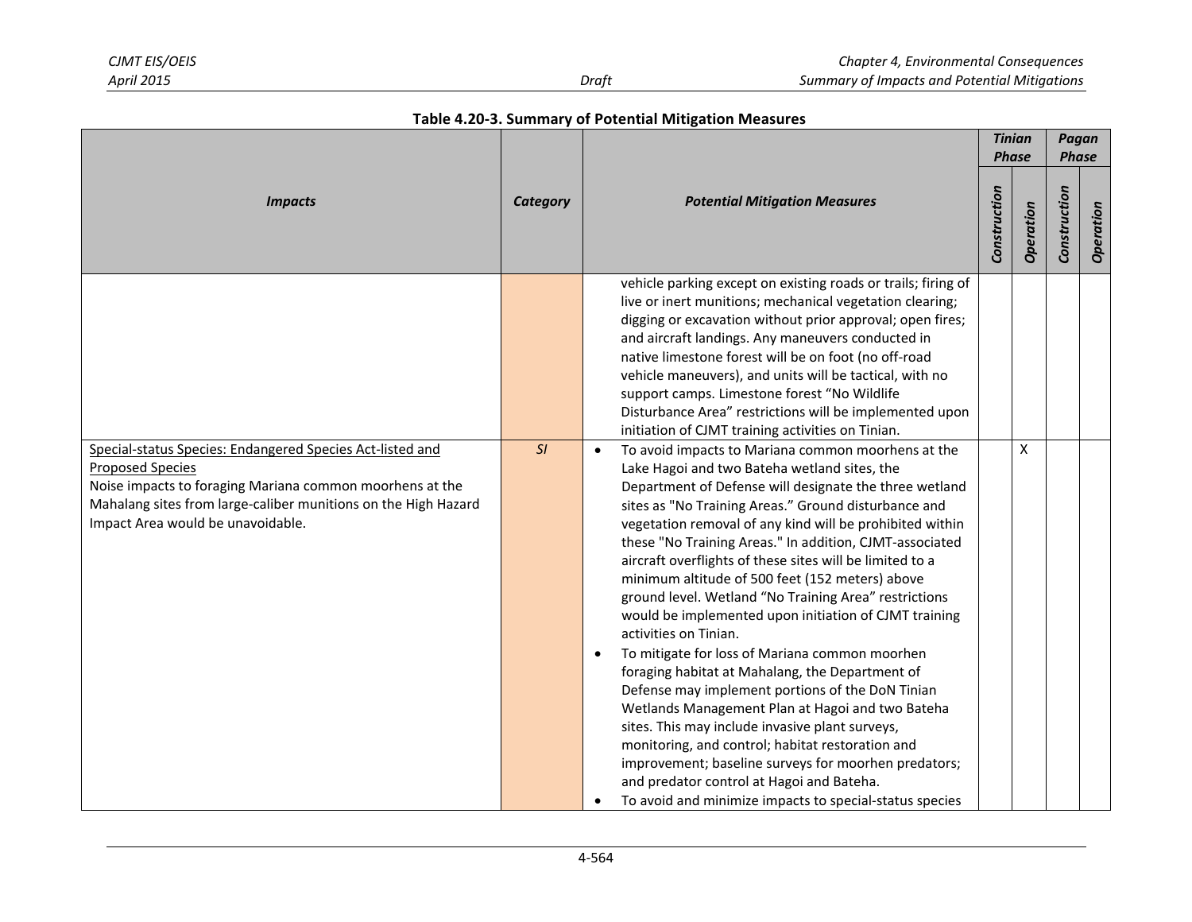**Table 4.20-3. Summary of Potential Mitigation Measures**

| *Impacts* | *Category* | *Potential Mitigation Measures* | *Tinian Phase* | | *Pagan Phase* | |
|---|---|---|---|---|---|---|
| | | | *Construction* | *Operation* | *Construction* | *Operation* |
| | | vehicle parking except on existing roads or trails; firing of live or inert munitions; mechanical vegetation clearing; digging or excavation without prior approval; open fires; and aircraft landings. Any maneuvers conducted in native limestone forest will be on foot (no off-road vehicle maneuvers), and units will be tactical, with no support camps. Limestone forest "No Wildlife Disturbance Area" restrictions will be implemented upon initiation of CJMT training activities on Tinian. | | | | |
| Special-status Species: Endangered Species Act-listed and Proposed Species<br>Noise impacts to foraging Mariana common moorhens at the Mahalang sites from large-caliber munitions on the High Hazard Impact Area would be unavoidable. | *SI* | • To avoid impacts to Mariana common moorhens at the Lake Hagoi and two Bateha wetland sites, the Department of Defense will designate the three wetland sites as "No Training Areas." Ground disturbance and vegetation removal of any kind will be prohibited within these "No Training Areas." In addition, CJMT-associated aircraft overflights of these sites will be limited to a minimum altitude of 500 feet (152 meters) above ground level. Wetland "No Training Area" restrictions would be implemented upon initiation of CJMT training activities on Tinian.<br>• To mitigate for loss of Mariana common moorhen foraging habitat at Mahalang, the Department of Defense may implement portions of the DoN Tinian Wetlands Management Plan at Hagoi and two Bateha sites. This may include invasive plant surveys, monitoring, and control; habitat restoration and improvement; baseline surveys for moorhen predators; and predator control at Hagoi and Bateha.<br>• To avoid and minimize impacts to special-status species | | X | | |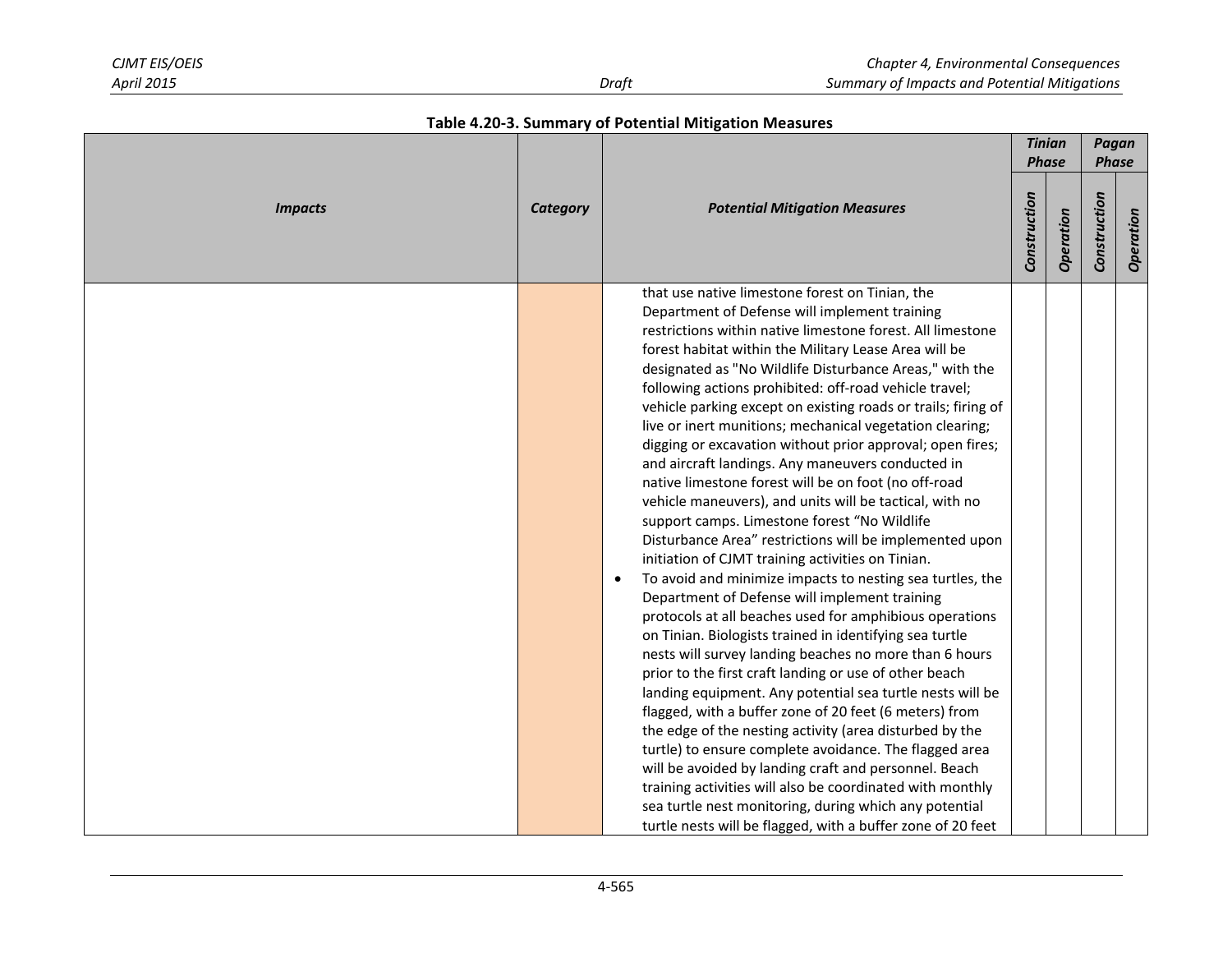**Table 4.20-3. Summary of Potential Mitigation Measures**

| Impacts | Category | Potential Mitigation Measures | Tinian Phase | | Pagan Phase | |
|---|---|---|---|---|---|---|
| | | | Construction | Operation | Construction | Operation |
| | | that use native limestone forest on Tinian, the Department of Defense will implement training restrictions within native limestone forest. All limestone forest habitat within the Military Lease Area will be designated as "No Wildlife Disturbance Areas," with the following actions prohibited: off-road vehicle travel; vehicle parking except on existing roads or trails; firing of live or inert munitions; mechanical vegetation clearing; digging or excavation without prior approval; open fires; and aircraft landings. Any maneuvers conducted in native limestone forest will be on foot (no off-road vehicle maneuvers), and units will be tactical, with no support camps. Limestone forest "No Wildlife Disturbance Area" restrictions will be implemented upon initiation of CJMT training activities on Tinian.<br>• To avoid and minimize impacts to nesting sea turtles, the Department of Defense will implement training protocols at all beaches used for amphibious operations on Tinian. Biologists trained in identifying sea turtle nests will survey landing beaches no more than 6 hours prior to the first craft landing or use of other beach landing equipment. Any potential sea turtle nests will be flagged, with a buffer zone of 20 feet (6 meters) from the edge of the nesting activity (area disturbed by the turtle) to ensure complete avoidance. The flagged area will be avoided by landing craft and personnel. Beach training activities will also be coordinated with monthly sea turtle nest monitoring, during which any potential turtle nests will be flagged, with a buffer zone of 20 feet | | | | |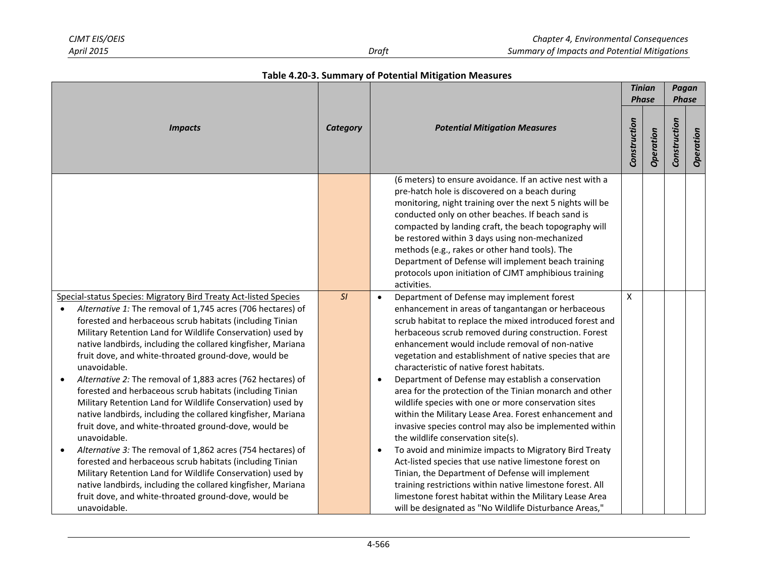**Table 4.20-3. Summary of Potential Mitigation Measures**

| Impacts | Category | Potential Mitigation Measures | Tinian Phase | | Pagan Phase | |
|---|---|---|---|---|---|---|
| | | | Construction | Operation | Construction | Operation |
| | | (6 meters) to ensure avoidance. If an active nest with a pre-hatch hole is discovered on a beach during monitoring, night training over the next 5 nights will be conducted only on other beaches. If beach sand is compacted by landing craft, the beach topography will be restored within 3 days using non-mechanized methods (e.g., rakes or other hand tools). The Department of Defense will implement beach training protocols upon initiation of CJMT amphibious training activities. | | | | |
| Special-status Species: Migratory Bird Treaty Act-listed Species<br>• *Alternative 1:* The removal of 1,745 acres (706 hectares) of forested and herbaceous scrub habitats (including Tinian Military Retention Land for Wildlife Conservation) used by native landbirds, including the collared kingfisher, Mariana fruit dove, and white-throated ground-dove, would be unavoidable.<br>• *Alternative 2:* The removal of 1,883 acres (762 hectares) of forested and herbaceous scrub habitats (including Tinian Military Retention Land for Wildlife Conservation) used by native landbirds, including the collared kingfisher, Mariana fruit dove, and white-throated ground-dove, would be unavoidable.<br>• *Alternative 3:* The removal of 1,862 acres (754 hectares) of forested and herbaceous scrub habitats (including Tinian Military Retention Land for Wildlife Conservation) used by native landbirds, including the collared kingfisher, Mariana fruit dove, and white-throated ground-dove, would be unavoidable. | *SI* | • Department of Defense may implement forest enhancement in areas of tangantangan or herbaceous scrub habitat to replace the mixed introduced forest and herbaceous scrub removed during construction. Forest enhancement would include removal of non-native vegetation and establishment of native species that are characteristic of native forest habitats.<br>• Department of Defense may establish a conservation area for the protection of the Tinian monarch and other wildlife species with one or more conservation sites within the Military Lease Area. Forest enhancement and invasive species control may also be implemented within the wildlife conservation site(s).<br>• To avoid and minimize impacts to Migratory Bird Treaty Act-listed species that use native limestone forest on Tinian, the Department of Defense will implement training restrictions within native limestone forest. All limestone forest habitat within the Military Lease Area will be designated as "No Wildlife Disturbance Areas," | X | | | |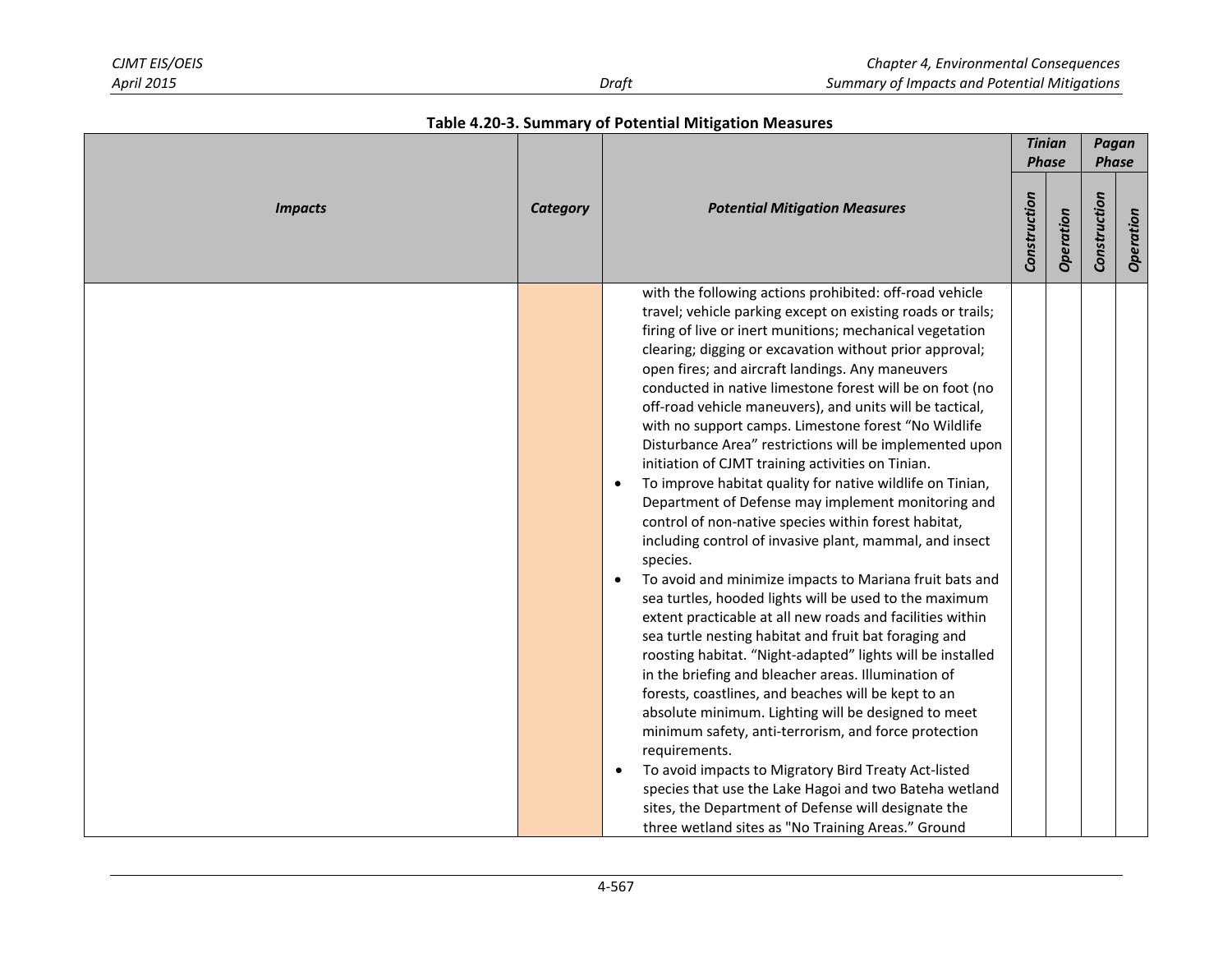**Table 4.20-3. Summary of Potential Mitigation Measures**

| Impacts | Category | Potential Mitigation Measures | Tinian Phase | | Pagan Phase | |
|---|---|---|---|---|---|---|
| | | | Construction | Operation | Construction | Operation |
| | | with the following actions prohibited: off-road vehicle travel; vehicle parking except on existing roads or trails; firing of live or inert munitions; mechanical vegetation clearing; digging or excavation without prior approval; open fires; and aircraft landings. Any maneuvers conducted in native limestone forest will be on foot (no off-road vehicle maneuvers), and units will be tactical, with no support camps. Limestone forest "No Wildlife Disturbance Area" restrictions will be implemented upon initiation of CJMT training activities on Tinian.<br>• To improve habitat quality for native wildlife on Tinian, Department of Defense may implement monitoring and control of non-native species within forest habitat, including control of invasive plant, mammal, and insect species.<br>• To avoid and minimize impacts to Mariana fruit bats and sea turtles, hooded lights will be used to the maximum extent practicable at all new roads and facilities within sea turtle nesting habitat and fruit bat foraging and roosting habitat. "Night-adapted" lights will be installed in the briefing and bleacher areas. Illumination of forests, coastlines, and beaches will be kept to an absolute minimum. Lighting will be designed to meet minimum safety, anti-terrorism, and force protection requirements.<br>• To avoid impacts to Migratory Bird Treaty Act-listed species that use the Lake Hagoi and two Bateha wetland sites, the Department of Defense will designate the three wetland sites as "No Training Areas." Ground | | | | |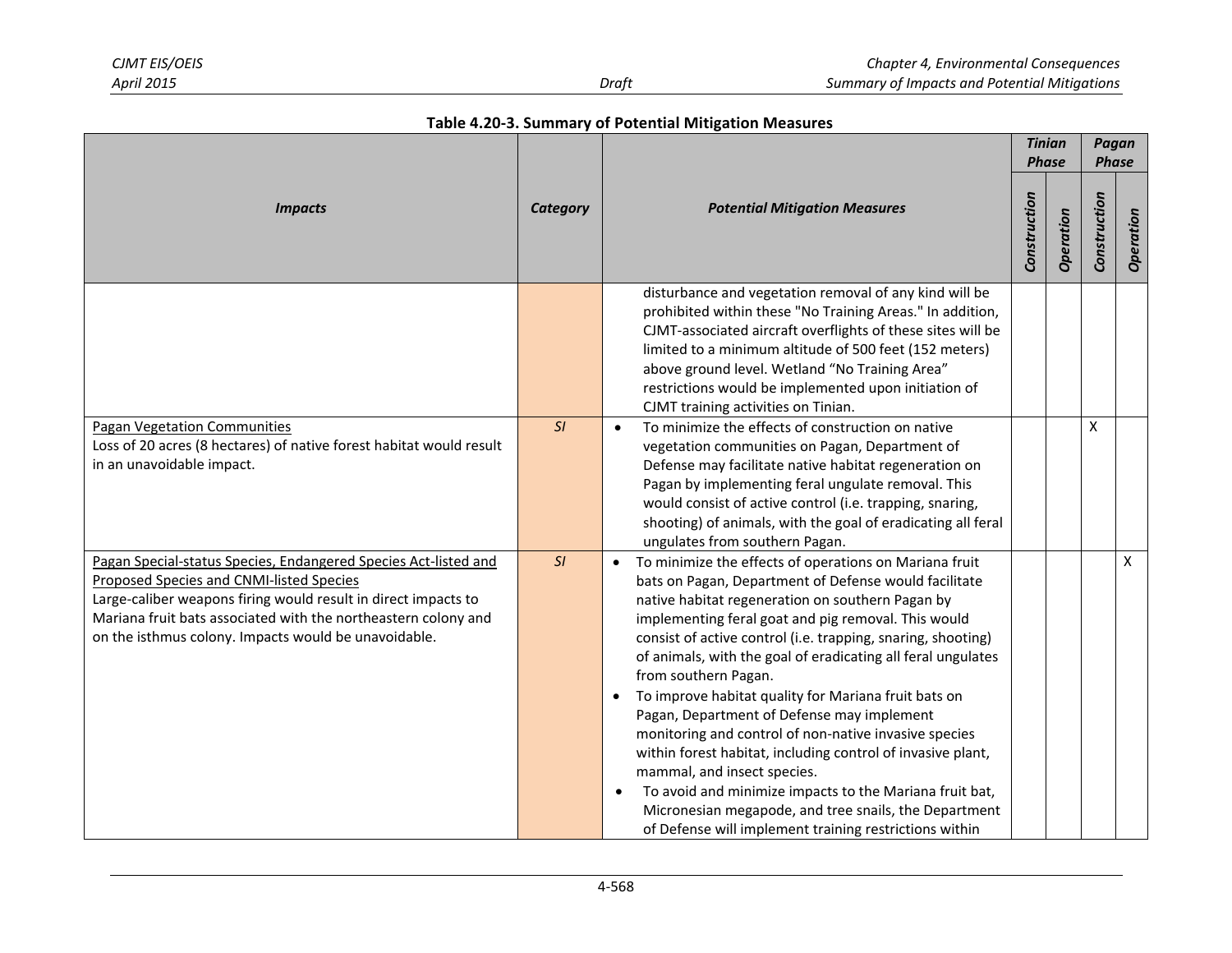**Table 4.20-3. Summary of Potential Mitigation Measures**

| Impacts | Category | Potential Mitigation Measures | Tinian Phase | | Pagan Phase | |
|---|---|---|---|---|---|---|
| | | | Construction | Operation | Construction | Operation |
| | | disturbance and vegetation removal of any kind will be prohibited within these "No Training Areas." In addition, CJMT-associated aircraft overflights of these sites will be limited to a minimum altitude of 500 feet (152 meters) above ground level. Wetland "No Training Area" restrictions would be implemented upon initiation of CJMT training activities on Tinian. | | | | |
| Pagan Vegetation Communities<br>Loss of 20 acres (8 hectares) of native forest habitat would result in an unavoidable impact. | *SI* | • To minimize the effects of construction on native vegetation communities on Pagan, Department of Defense may facilitate native habitat regeneration on Pagan by implementing feral ungulate removal. This would consist of active control (i.e. trapping, snaring, shooting) of animals, with the goal of eradicating all feral ungulates from southern Pagan. | | | X | |
| Pagan Special-status Species, Endangered Species Act-listed and Proposed Species and CNMI-listed Species<br>Large-caliber weapons firing would result in direct impacts to Mariana fruit bats associated with the northeastern colony and on the isthmus colony. Impacts would be unavoidable. | *SI* | • To minimize the effects of operations on Mariana fruit bats on Pagan, Department of Defense would facilitate native habitat regeneration on southern Pagan by implementing feral goat and pig removal. This would consist of active control (i.e. trapping, snaring, shooting) of animals, with the goal of eradicating all feral ungulates from southern Pagan.<br>• To improve habitat quality for Mariana fruit bats on Pagan, Department of Defense may implement monitoring and control of non-native invasive species within forest habitat, including control of invasive plant, mammal, and insect species.<br>• To avoid and minimize impacts to the Mariana fruit bat, Micronesian megapode, and tree snails, the Department of Defense will implement training restrictions within | | | | X |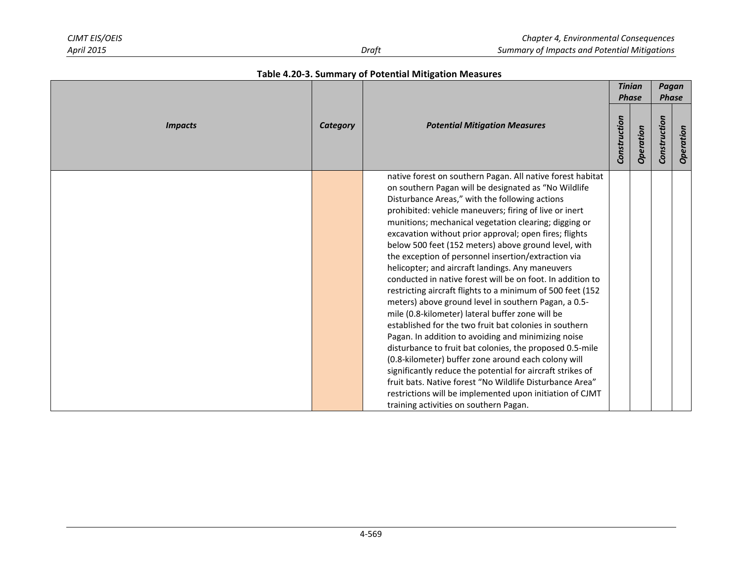**Table 4.20-3. Summary of Potential Mitigation Measures**

| Impacts | Category | Potential Mitigation Measures | Tinian Phase | | Pagan Phase | |
|---|---|---|---|---|---|---|
| | | | Construction | Operation | Construction | Operation |
| | | native forest on southern Pagan. All native forest habitat on southern Pagan will be designated as "No Wildlife Disturbance Areas," with the following actions prohibited: vehicle maneuvers; firing of live or inert munitions; mechanical vegetation clearing; digging or excavation without prior approval; open fires; flights below 500 feet (152 meters) above ground level, with the exception of personnel insertion/extraction via helicopter; and aircraft landings. Any maneuvers conducted in native forest will be on foot. In addition to restricting aircraft flights to a minimum of 500 feet (152 meters) above ground level in southern Pagan, a 0.5-mile (0.8-kilometer) lateral buffer zone will be established for the two fruit bat colonies in southern Pagan. In addition to avoiding and minimizing noise disturbance to fruit bat colonies, the proposed 0.5-mile (0.8-kilometer) buffer zone around each colony will significantly reduce the potential for aircraft strikes of fruit bats. Native forest "No Wildlife Disturbance Area" restrictions will be implemented upon initiation of CJMT training activities on southern Pagan. | | | | |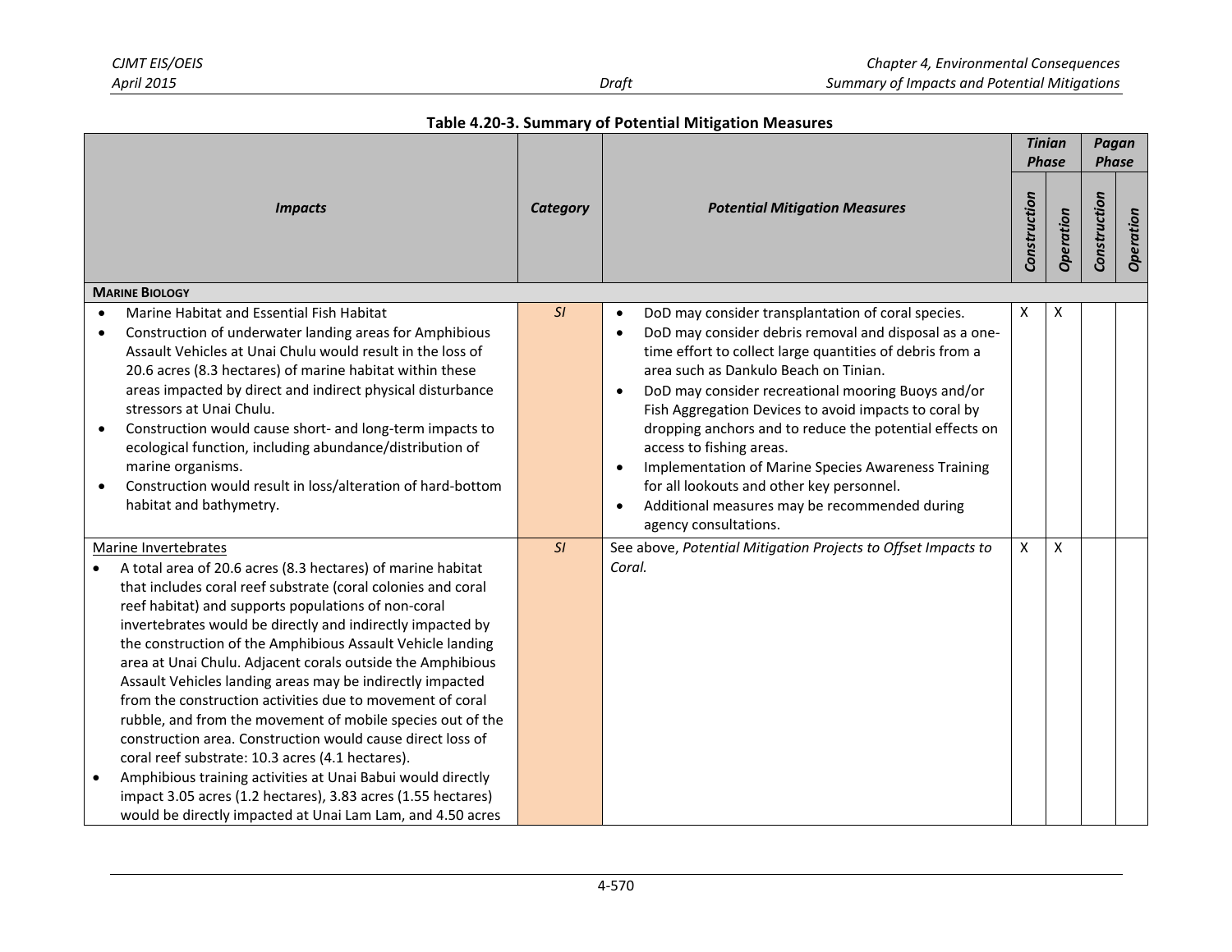**Table 4.20-3. Summary of Potential Mitigation Measures**

| *Impacts* | *Category* | *Potential Mitigation Measures* | *Tinian Phase* | | *Pagan Phase* | |
|---|---|---|---|---|---|---|
| | | | *Construction* | *Operation* | *Construction* | *Operation* |
| **MARINE BIOLOGY** | | | | | | |
| • Marine Habitat and Essential Fish Habitat<br>• Construction of underwater landing areas for Amphibious Assault Vehicles at Unai Chulu would result in the loss of 20.6 acres (8.3 hectares) of marine habitat within these areas impacted by direct and indirect physical disturbance stressors at Unai Chulu.<br>• Construction would cause short- and long-term impacts to ecological function, including abundance/distribution of marine organisms.<br>• Construction would result in loss/alteration of hard-bottom habitat and bathymetry. | *SI* | • DoD may consider transplantation of coral species.<br>• DoD may consider debris removal and disposal as a one-time effort to collect large quantities of debris from a area such as Dankulo Beach on Tinian.<br>• DoD may consider recreational mooring Buoys and/or Fish Aggregation Devices to avoid impacts to coral by dropping anchors and to reduce the potential effects on access to fishing areas.<br>• Implementation of Marine Species Awareness Training for all lookouts and other key personnel.<br>• Additional measures may be recommended during agency consultations. | X | X | | |
| Marine Invertebrates<br>• A total area of 20.6 acres (8.3 hectares) of marine habitat that includes coral reef substrate (coral colonies and coral reef habitat) and supports populations of non-coral invertebrates would be directly and indirectly impacted by the construction of the Amphibious Assault Vehicle landing area at Unai Chulu. Adjacent corals outside the Amphibious Assault Vehicles landing areas may be indirectly impacted from the construction activities due to movement of coral rubble, and from the movement of mobile species out of the construction area. Construction would cause direct loss of coral reef substrate: 10.3 acres (4.1 hectares).<br>• Amphibious training activities at Unai Babui would directly impact 3.05 acres (1.2 hectares), 3.83 acres (1.55 hectares) would be directly impacted at Unai Lam Lam, and 4.50 acres | *SI* | See above, *Potential Mitigation Projects to Offset Impacts to Coral.* | X | X | | |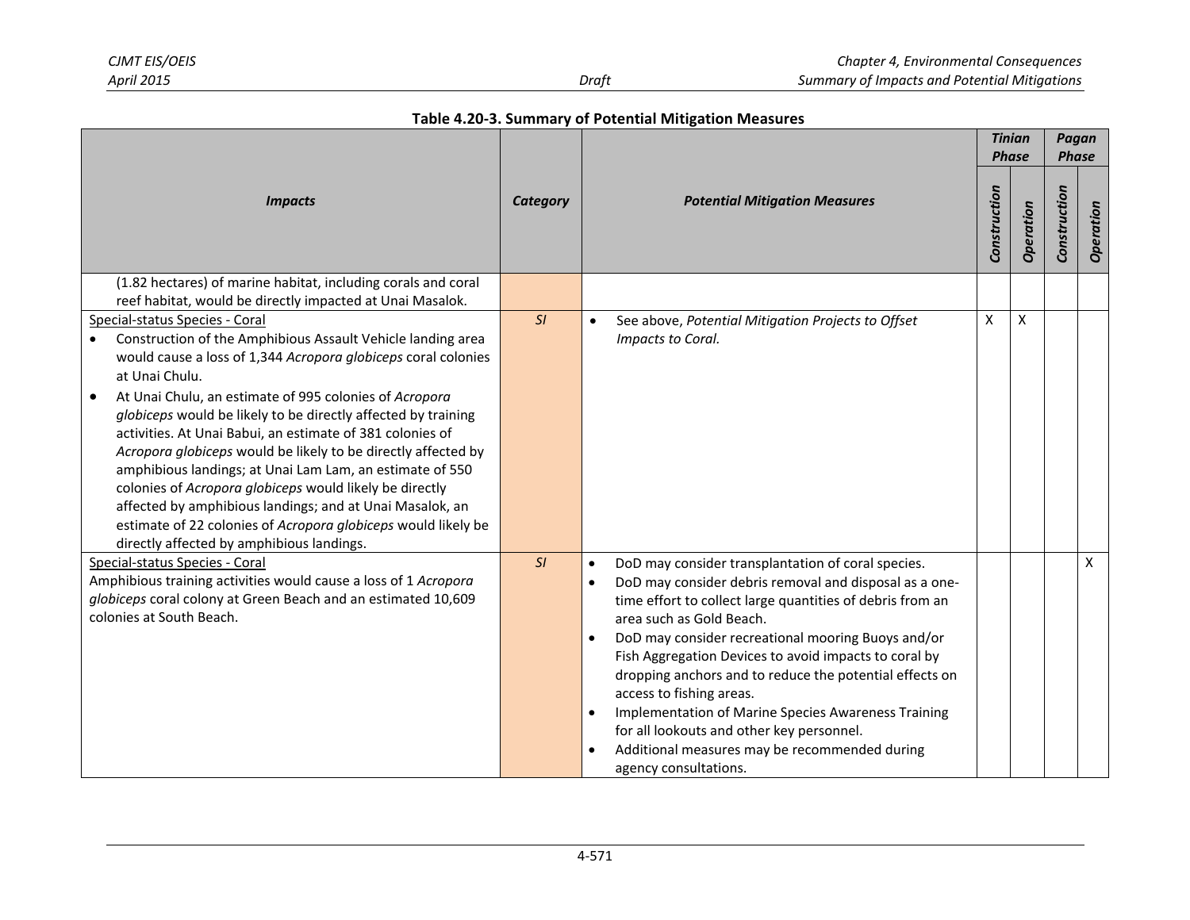**Table 4.20-3. Summary of Potential Mitigation Measures**

| *Impacts* | *Category* | *Potential Mitigation Measures* | *Tinian Phase* | | *Pagan Phase* | |
|---|---|---|---|---|---|---|
| | | | *Construction* | *Operation* | *Construction* | *Operation* |
| (1.82 hectares) of marine habitat, including corals and coral reef habitat, would be directly impacted at Unai Masalok. | | | | | | |
| Special-status Species - Coral<br>• Construction of the Amphibious Assault Vehicle landing area would cause a loss of 1,344 *Acropora globiceps* coral colonies at Unai Chulu.<br>• At Unai Chulu, an estimate of 995 colonies of *Acropora globiceps* would be likely to be directly affected by training activities. At Unai Babui, an estimate of 381 colonies of *Acropora globiceps* would be likely to be directly affected by amphibious landings; at Unai Lam Lam, an estimate of 550 colonies of *Acropora globiceps* would likely be directly affected by amphibious landings; and at Unai Masalok, an estimate of 22 colonies of *Acropora globiceps* would likely be directly affected by amphibious landings. | *SI* | • See above, *Potential Mitigation Projects to Offset Impacts to Coral.* | X | X | | |
| Special-status Species - Coral<br>Amphibious training activities would cause a loss of 1 *Acropora globiceps* coral colony at Green Beach and an estimated 10,609 colonies at South Beach. | *SI* | • DoD may consider transplantation of coral species.<br>• DoD may consider debris removal and disposal as a one-time effort to collect large quantities of debris from an area such as Gold Beach.<br>• DoD may consider recreational mooring Buoys and/or Fish Aggregation Devices to avoid impacts to coral by dropping anchors and to reduce the potential effects on access to fishing areas.<br>• Implementation of Marine Species Awareness Training for all lookouts and other key personnel.<br>• Additional measures may be recommended during agency consultations. | | | | X |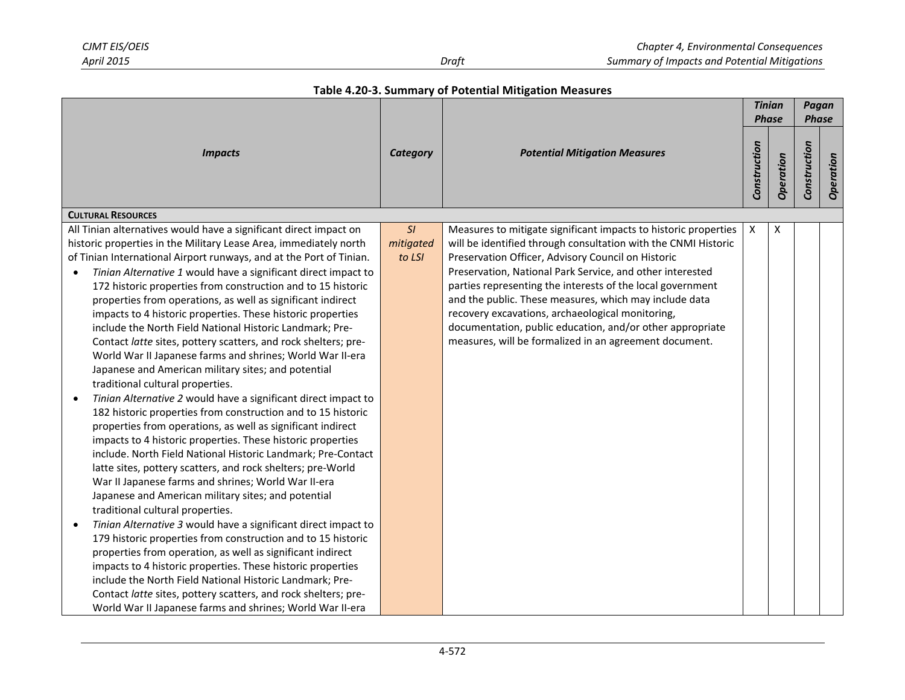**Table 4.20-3. Summary of Potential Mitigation Measures**

| *Impacts* | *Category* | *Potential Mitigation Measures* | *Tinian Phase* | | *Pagan Phase* | |
|---|---|---|---|---|---|---|
| | | | *Construction* | *Operation* | *Construction* | *Operation* |
| **CULTURAL RESOURCES** | | | | | | |
| All Tinian alternatives would have a significant direct impact on historic properties in the Military Lease Area, immediately north of Tinian International Airport runways, and at the Port of Tinian.<br>• *Tinian Alternative 1* would have a significant direct impact to 172 historic properties from construction and to 15 historic properties from operations, as well as significant indirect impacts to 4 historic properties. These historic properties include the North Field National Historic Landmark; Pre-Contact *latte* sites, pottery scatters, and rock shelters; pre-World War II Japanese farms and shrines; World War II-era Japanese and American military sites; and potential traditional cultural properties.<br>• *Tinian Alternative 2* would have a significant direct impact to 182 historic properties from construction and to 15 historic properties from operations, as well as significant indirect impacts to 4 historic properties. These historic properties include. North Field National Historic Landmark; Pre-Contact latte sites, pottery scatters, and rock shelters; pre-World War II Japanese farms and shrines; World War II-era Japanese and American military sites; and potential traditional cultural properties.<br>• *Tinian Alternative 3* would have a significant direct impact to 179 historic properties from construction and to 15 historic properties from operation, as well as significant indirect impacts to 4 historic properties. These historic properties include the North Field National Historic Landmark; Pre-Contact *latte* sites, pottery scatters, and rock shelters; pre-World War II Japanese farms and shrines; World War II-era | *SI mitigated to LSI* | Measures to mitigate significant impacts to historic properties will be identified through consultation with the CNMI Historic Preservation Officer, Advisory Council on Historic Preservation, National Park Service, and other interested parties representing the interests of the local government and the public. These measures, which may include data recovery excavations, archaeological monitoring, documentation, public education, and/or other appropriate measures, will be formalized in an agreement document. | X | X | | |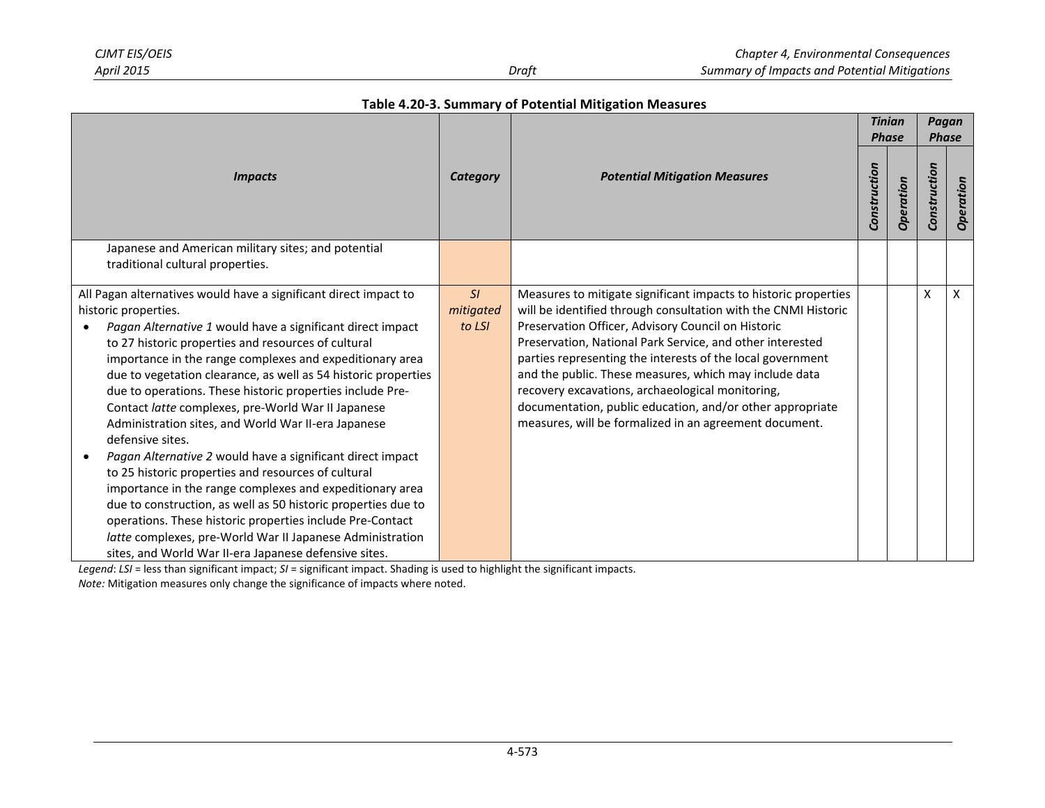**Table 4.20-3. Summary of Potential Mitigation Measures**

| *Impacts* | *Category* | *Potential Mitigation Measures* | *Tinian Phase* | | *Pagan Phase* | |
|---|---|---|---|---|---|---|
| | | | *Construction* | *Operation* | *Construction* | *Operation* |
| Japanese and American military sites; and potential traditional cultural properties. | | | | | | |
| All Pagan alternatives would have a significant direct impact to historic properties.<br>• *Pagan Alternative 1* would have a significant direct impact to 27 historic properties and resources of cultural importance in the range complexes and expeditionary area due to vegetation clearance, as well as 54 historic properties due to operations. These historic properties include Pre-Contact *latte* complexes, pre-World War II Japanese Administration sites, and World War II-era Japanese defensive sites.<br>• *Pagan Alternative 2* would have a significant direct impact to 25 historic properties and resources of cultural importance in the range complexes and expeditionary area due to construction, as well as 50 historic properties due to operations. These historic properties include Pre-Contact *latte* complexes, pre-World War II Japanese Administration sites, and World War II-era Japanese defensive sites. | *SI mitigated to LSI* | Measures to mitigate significant impacts to historic properties will be identified through consultation with the CNMI Historic Preservation Officer, Advisory Council on Historic Preservation, National Park Service, and other interested parties representing the interests of the local government and the public. These measures, which may include data recovery excavations, archaeological monitoring, documentation, public education, and/or other appropriate measures, will be formalized in an agreement document. | | | X | X |

*Legend*: *LSI* = less than significant impact; *SI* = significant impact. Shading is used to highlight the significant impacts.
*Note:* Mitigation measures only change the significance of impacts where noted.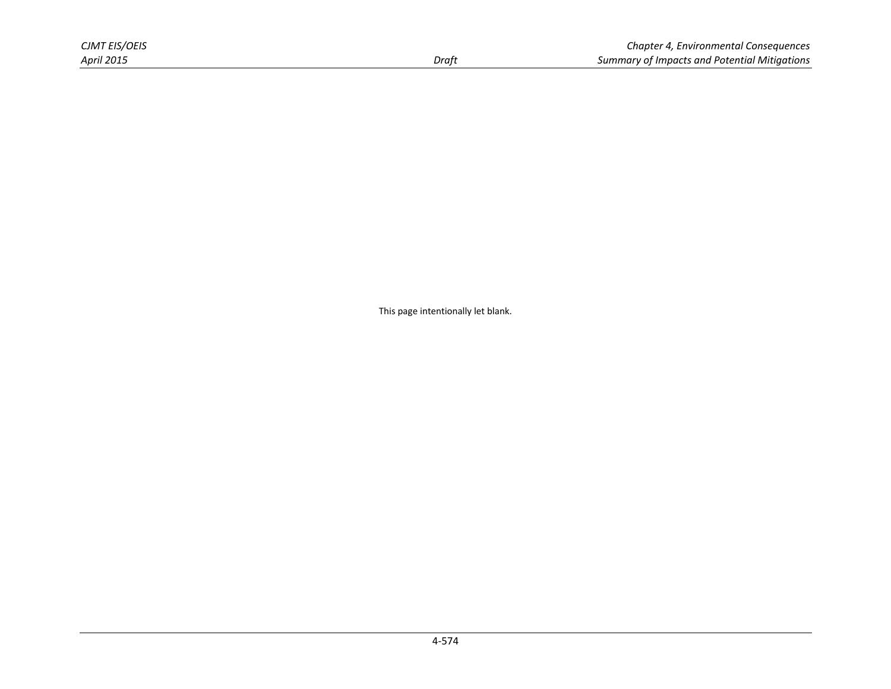This page intentionally let blank.